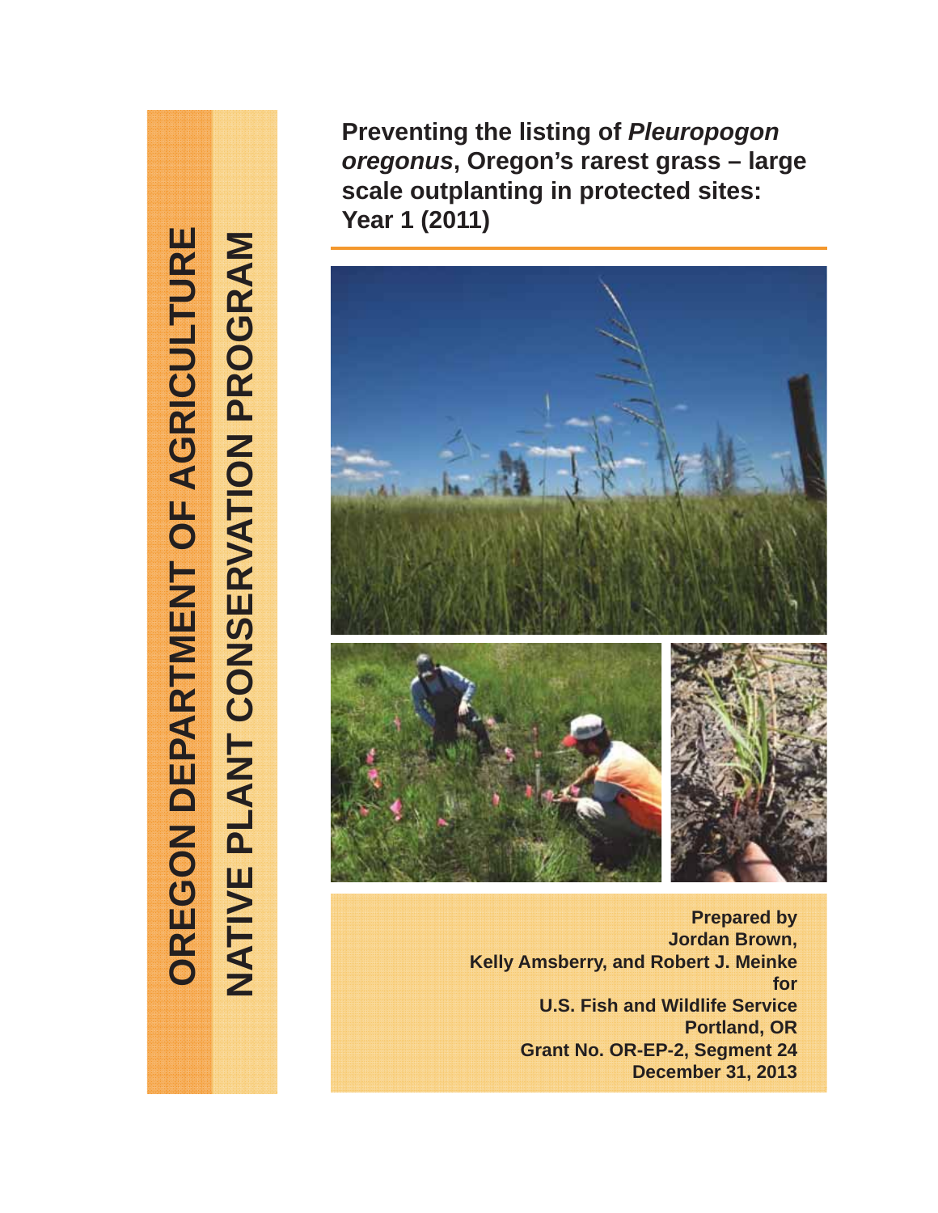OREGON DEPARTMENT OF AGRICULTURE

NATIVE PLANT CONSERVATION PROGRAM

# Preventing the listing of *Pleuropogon oregonus*, Oregon's rarest grass – large scale outplanting in protected sites: Year 1 (2011)

**Prepared by**
**Jordan Brown,**
**Kelly Amsberry, and Robert J. Meinke**
**for**
**U.S. Fish and Wildlife Service**
**Portland, OR**
**Grant No. OR-EP-2, Segment 24**
**December 31, 2013**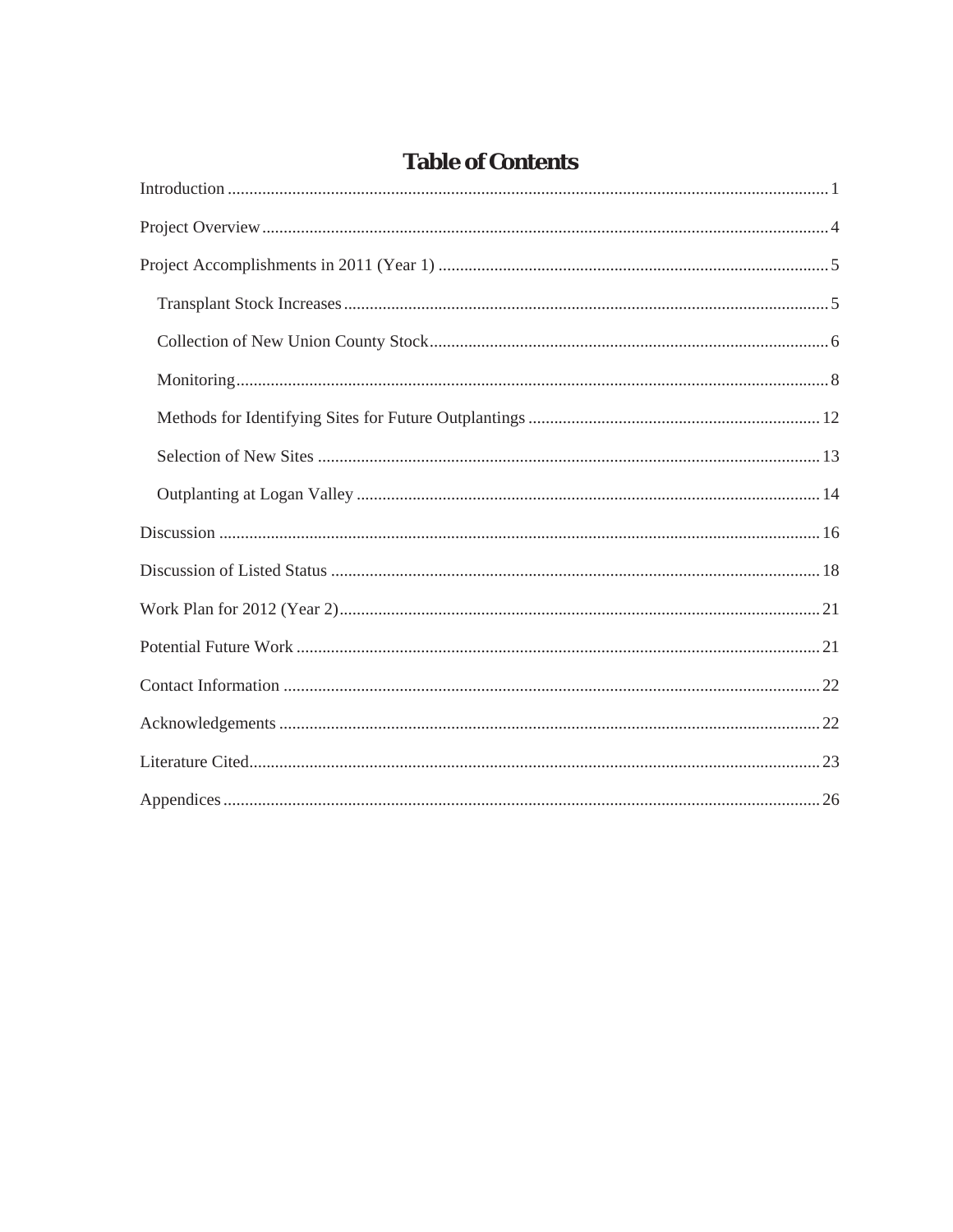# Table of Contents

Introduction ........................................................................................................................... 1

Project Overview ................................................................................................................... 4

Project Accomplishments in 2011 (Year 1) ........................................................................... 5

- Transplant Stock Increases ................................................................................................ 5
- Collection of New Union County Stock ............................................................................ 6
- Monitoring ......................................................................................................................... 8
- Methods for Identifying Sites for Future Outplantings .................................................... 12
- Selection of New Sites ..................................................................................................... 13
- Outplanting at Logan Valley ............................................................................................ 14

Discussion ........................................................................................................................... 16

Discussion of Listed Status .................................................................................................. 18

Work Plan for 2012 (Year 2) ................................................................................................ 21

Potential Future Work .......................................................................................................... 21

Contact Information ............................................................................................................. 22

Acknowledgements .............................................................................................................. 22

Literature Cited ..................................................................................................................... 23

Appendices ........................................................................................................................... 26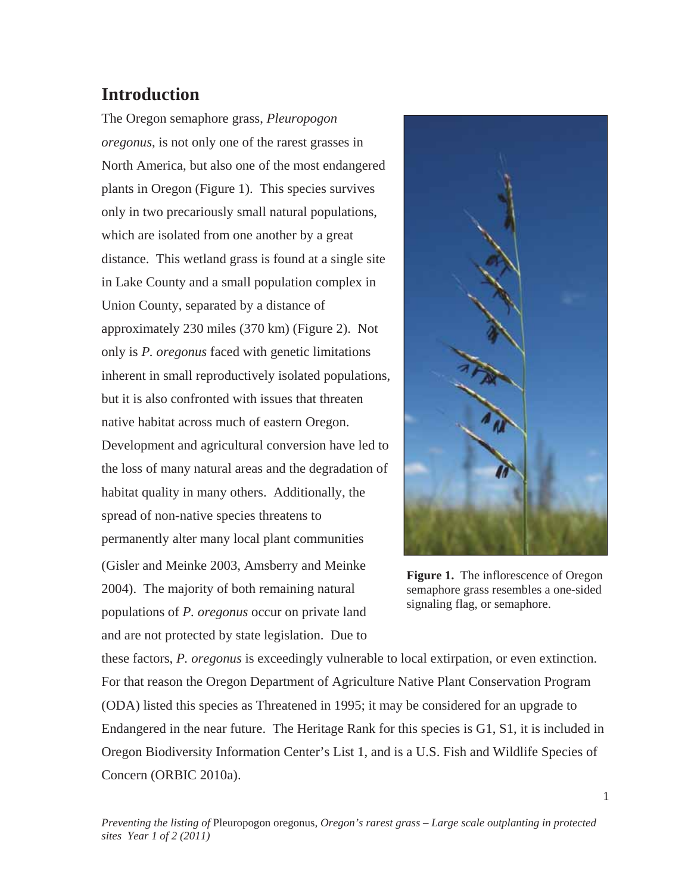# Introduction

The Oregon semaphore grass, *Pleuropogon oregonus*, is not only one of the rarest grasses in North America, but also one of the most endangered plants in Oregon (Figure 1). This species survives only in two precariously small natural populations, which are isolated from one another by a great distance. This wetland grass is found at a single site in Lake County and a small population complex in Union County, separated by a distance of approximately 230 miles (370 km) (Figure 2). Not only is *P. oregonus* faced with genetic limitations inherent in small reproductively isolated populations, but it is also confronted with issues that threaten native habitat across much of eastern Oregon. Development and agricultural conversion have led to the loss of many natural areas and the degradation of habitat quality in many others. Additionally, the spread of non-native species threatens to permanently alter many local plant communities (Gisler and Meinke 2003, Amsberry and Meinke 2004). The majority of both remaining natural populations of *P. oregonus* occur on private land and are not protected by state legislation. Due to these factors, *P. oregonus* is exceedingly vulnerable to local extirpation, or even extinction. For that reason the Oregon Department of Agriculture Native Plant Conservation Program (ODA) listed this species as Threatened in 1995; it may be considered for an upgrade to Endangered in the near future. The Heritage Rank for this species is G1, S1, it is included in Oregon Biodiversity Information Center's List 1, and is a U.S. Fish and Wildlife Species of Concern (ORBIC 2010a).

**Figure 1.** The inflorescence of Oregon semaphore grass resembles a one-sided signaling flag, or semaphore.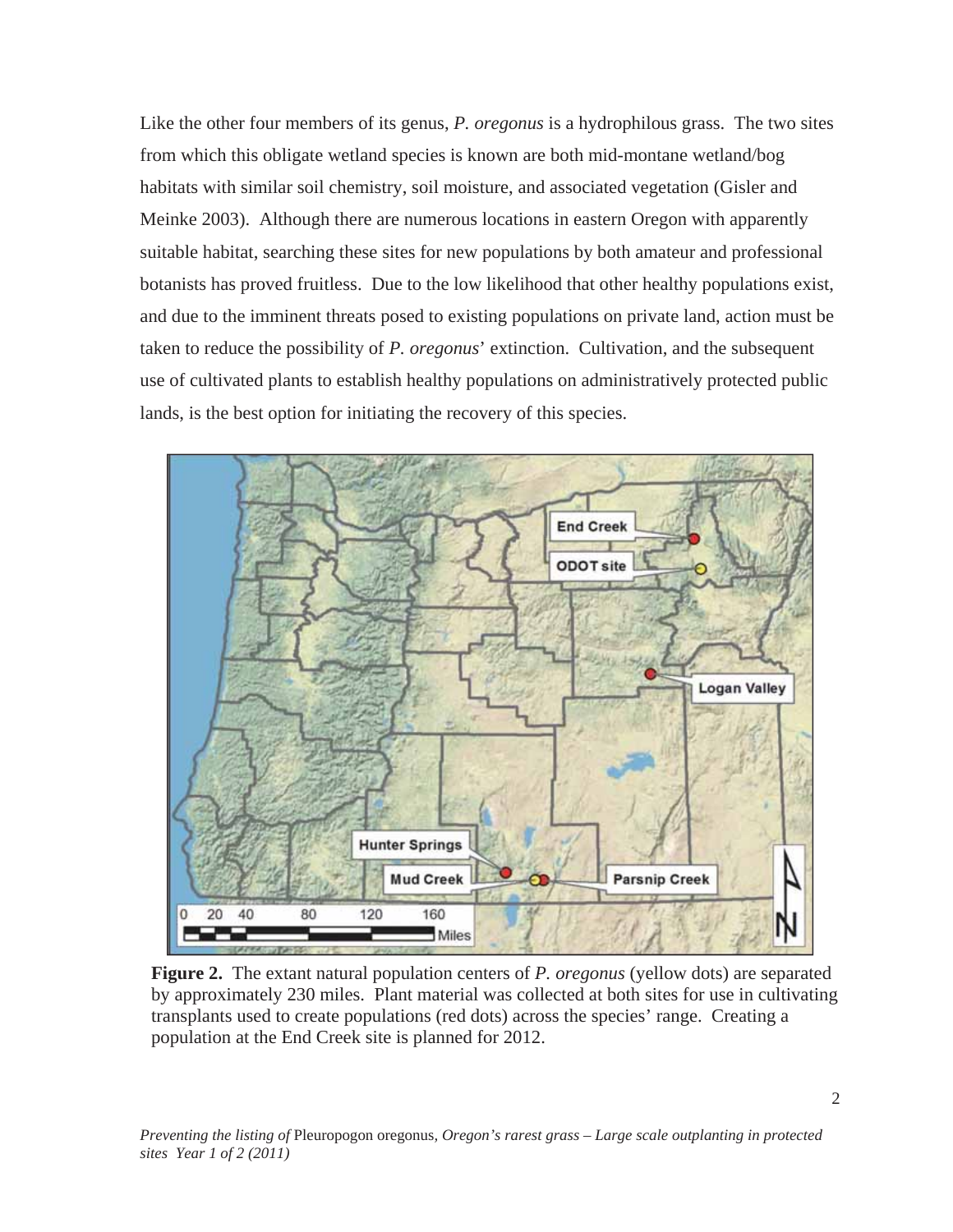Like the other four members of its genus, *P. oregonus* is a hydrophilous grass. The two sites from which this obligate wetland species is known are both mid-montane wetland/bog habitats with similar soil chemistry, soil moisture, and associated vegetation (Gisler and Meinke 2003). Although there are numerous locations in eastern Oregon with apparently suitable habitat, searching these sites for new populations by both amateur and professional botanists has proved fruitless. Due to the low likelihood that other healthy populations exist, and due to the imminent threats posed to existing populations on private land, action must be taken to reduce the possibility of *P. oregonus*' extinction. Cultivation, and the subsequent use of cultivated plants to establish healthy populations on administratively protected public lands, is the best option for initiating the recovery of this species.

**Figure 2.** The extant natural population centers of *P. oregonus* (yellow dots) are separated by approximately 230 miles. Plant material was collected at both sites for use in cultivating transplants used to create populations (red dots) across the species' range. Creating a population at the End Creek site is planned for 2012.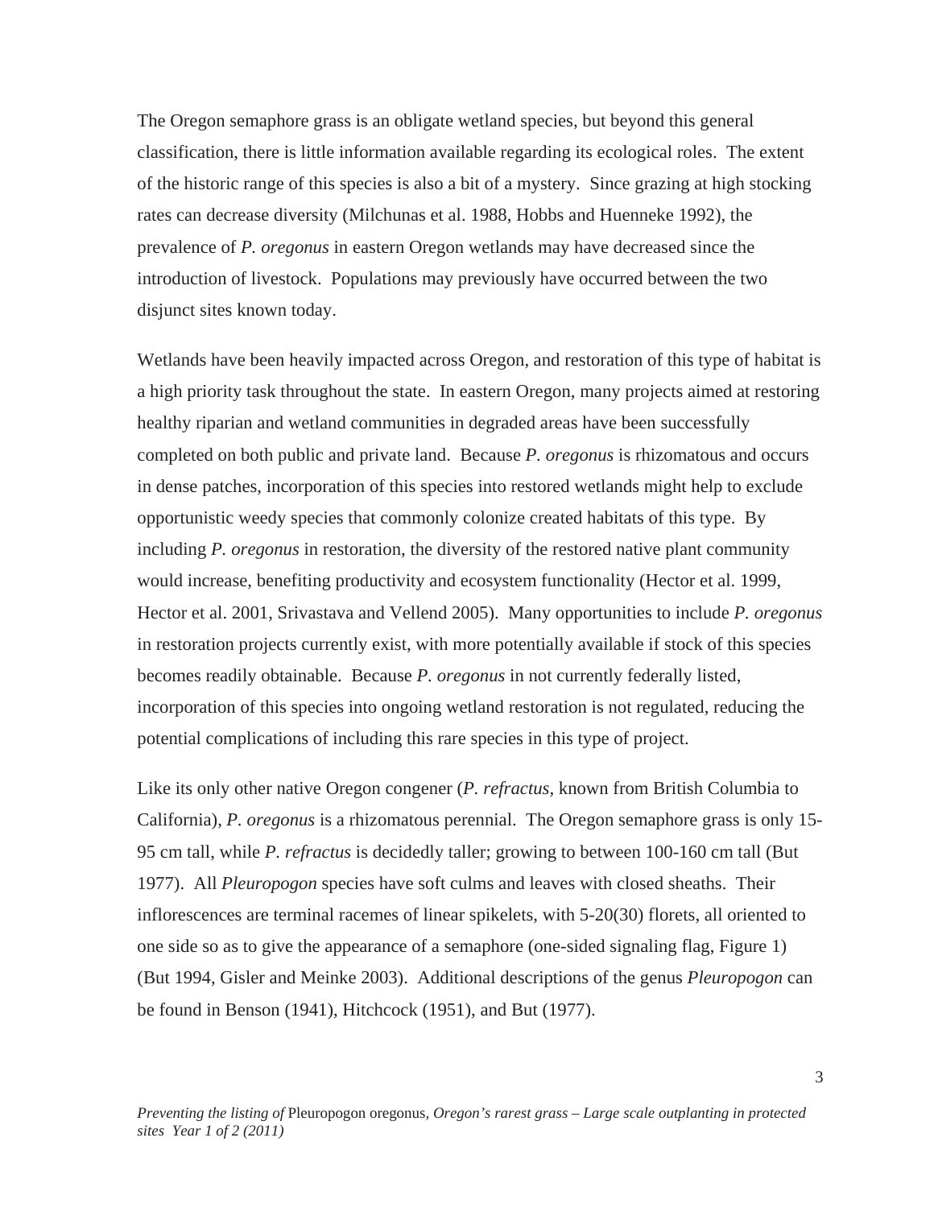The Oregon semaphore grass is an obligate wetland species, but beyond this general classification, there is little information available regarding its ecological roles. The extent of the historic range of this species is also a bit of a mystery. Since grazing at high stocking rates can decrease diversity (Milchunas et al. 1988, Hobbs and Huenneke 1992), the prevalence of *P. oregonus* in eastern Oregon wetlands may have decreased since the introduction of livestock. Populations may previously have occurred between the two disjunct sites known today.

Wetlands have been heavily impacted across Oregon, and restoration of this type of habitat is a high priority task throughout the state. In eastern Oregon, many projects aimed at restoring healthy riparian and wetland communities in degraded areas have been successfully completed on both public and private land. Because *P. oregonus* is rhizomatous and occurs in dense patches, incorporation of this species into restored wetlands might help to exclude opportunistic weedy species that commonly colonize created habitats of this type. By including *P. oregonus* in restoration, the diversity of the restored native plant community would increase, benefiting productivity and ecosystem functionality (Hector et al. 1999, Hector et al. 2001, Srivastava and Vellend 2005). Many opportunities to include *P. oregonus* in restoration projects currently exist, with more potentially available if stock of this species becomes readily obtainable. Because *P. oregonus* in not currently federally listed, incorporation of this species into ongoing wetland restoration is not regulated, reducing the potential complications of including this rare species in this type of project.

Like its only other native Oregon congener (*P. refractus*, known from British Columbia to California), *P. oregonus* is a rhizomatous perennial. The Oregon semaphore grass is only 15-95 cm tall, while *P. refractus* is decidedly taller; growing to between 100-160 cm tall (But 1977). All *Pleuropogon* species have soft culms and leaves with closed sheaths. Their inflorescences are terminal racemes of linear spikelets, with 5-20(30) florets, all oriented to one side so as to give the appearance of a semaphore (one-sided signaling flag, Figure 1) (But 1994, Gisler and Meinke 2003). Additional descriptions of the genus *Pleuropogon* can be found in Benson (1941), Hitchcock (1951), and But (1977).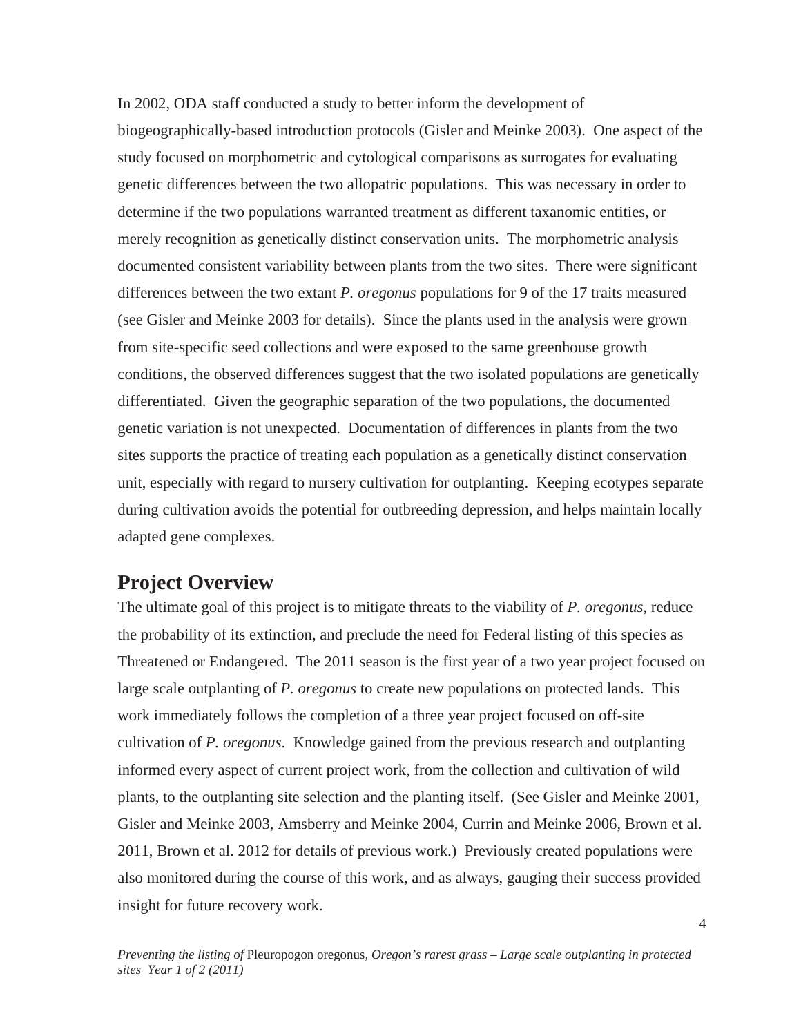In 2002, ODA staff conducted a study to better inform the development of biogeographically-based introduction protocols (Gisler and Meinke 2003). One aspect of the study focused on morphometric and cytological comparisons as surrogates for evaluating genetic differences between the two allopatric populations. This was necessary in order to determine if the two populations warranted treatment as different taxanomic entities, or merely recognition as genetically distinct conservation units. The morphometric analysis documented consistent variability between plants from the two sites. There were significant differences between the two extant *P. oregonus* populations for 9 of the 17 traits measured (see Gisler and Meinke 2003 for details). Since the plants used in the analysis were grown from site-specific seed collections and were exposed to the same greenhouse growth conditions, the observed differences suggest that the two isolated populations are genetically differentiated. Given the geographic separation of the two populations, the documented genetic variation is not unexpected. Documentation of differences in plants from the two sites supports the practice of treating each population as a genetically distinct conservation unit, especially with regard to nursery cultivation for outplanting. Keeping ecotypes separate during cultivation avoids the potential for outbreeding depression, and helps maintain locally adapted gene complexes.

## Project Overview

The ultimate goal of this project is to mitigate threats to the viability of *P. oregonus*, reduce the probability of its extinction, and preclude the need for Federal listing of this species as Threatened or Endangered. The 2011 season is the first year of a two year project focused on large scale outplanting of *P. oregonus* to create new populations on protected lands. This work immediately follows the completion of a three year project focused on off-site cultivation of *P. oregonus*. Knowledge gained from the previous research and outplanting informed every aspect of current project work, from the collection and cultivation of wild plants, to the outplanting site selection and the planting itself. (See Gisler and Meinke 2001, Gisler and Meinke 2003, Amsberry and Meinke 2004, Currin and Meinke 2006, Brown et al. 2011, Brown et al. 2012 for details of previous work.) Previously created populations were also monitored during the course of this work, and as always, gauging their success provided insight for future recovery work.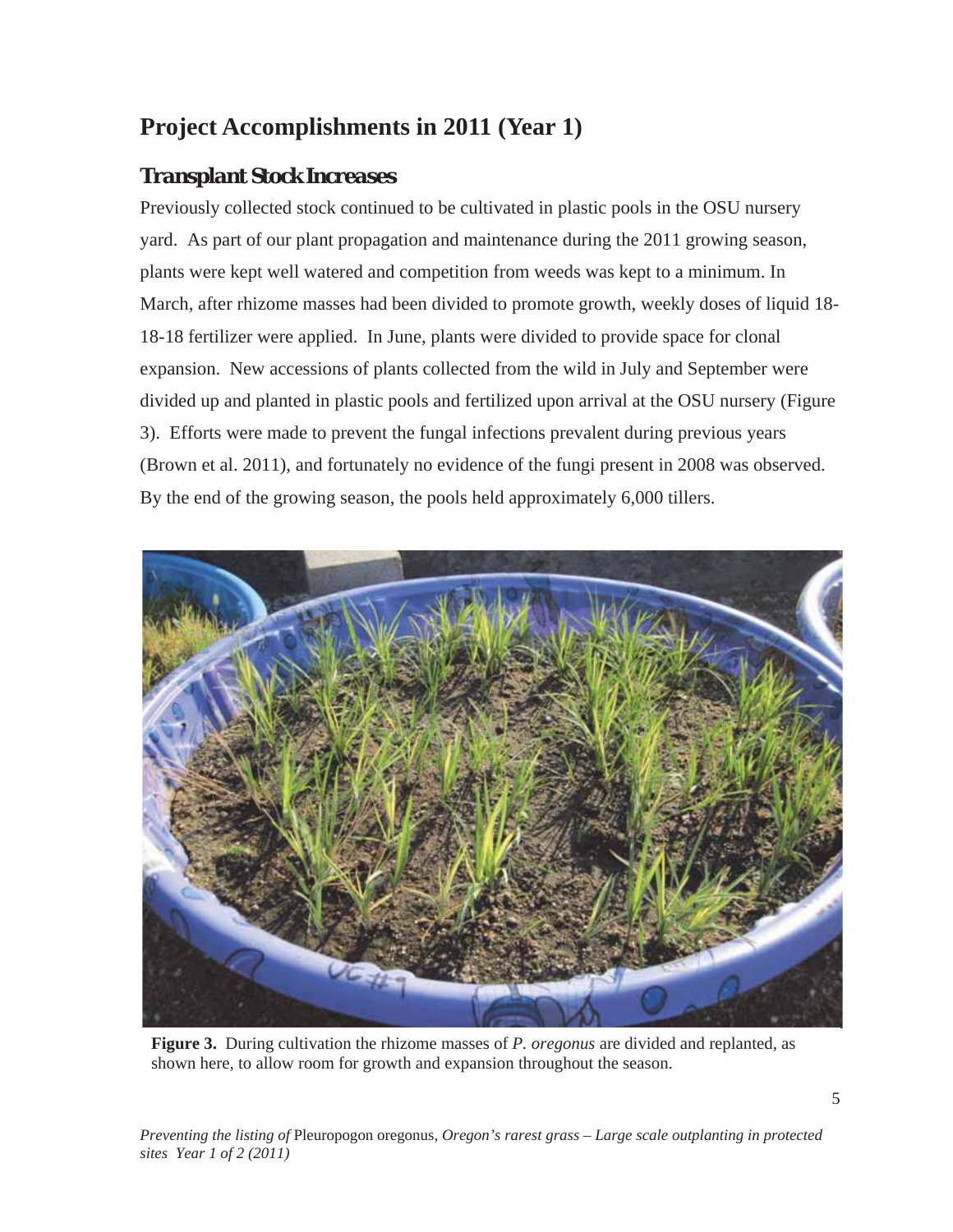# Project Accomplishments in 2011 (Year 1)

## Transplant Stock Increases

Previously collected stock continued to be cultivated in plastic pools in the OSU nursery yard. As part of our plant propagation and maintenance during the 2011 growing season, plants were kept well watered and competition from weeds was kept to a minimum. In March, after rhizome masses had been divided to promote growth, weekly doses of liquid 18-18-18 fertilizer were applied. In June, plants were divided to provide space for clonal expansion. New accessions of plants collected from the wild in July and September were divided up and planted in plastic pools and fertilized upon arrival at the OSU nursery (Figure 3). Efforts were made to prevent the fungal infections prevalent during previous years (Brown et al. 2011), and fortunately no evidence of the fungi present in 2008 was observed. By the end of the growing season, the pools held approximately 6,000 tillers.

**Figure 3.** During cultivation the rhizome masses of *P. oregonus* are divided and replanted, as shown here, to allow room for growth and expansion throughout the season.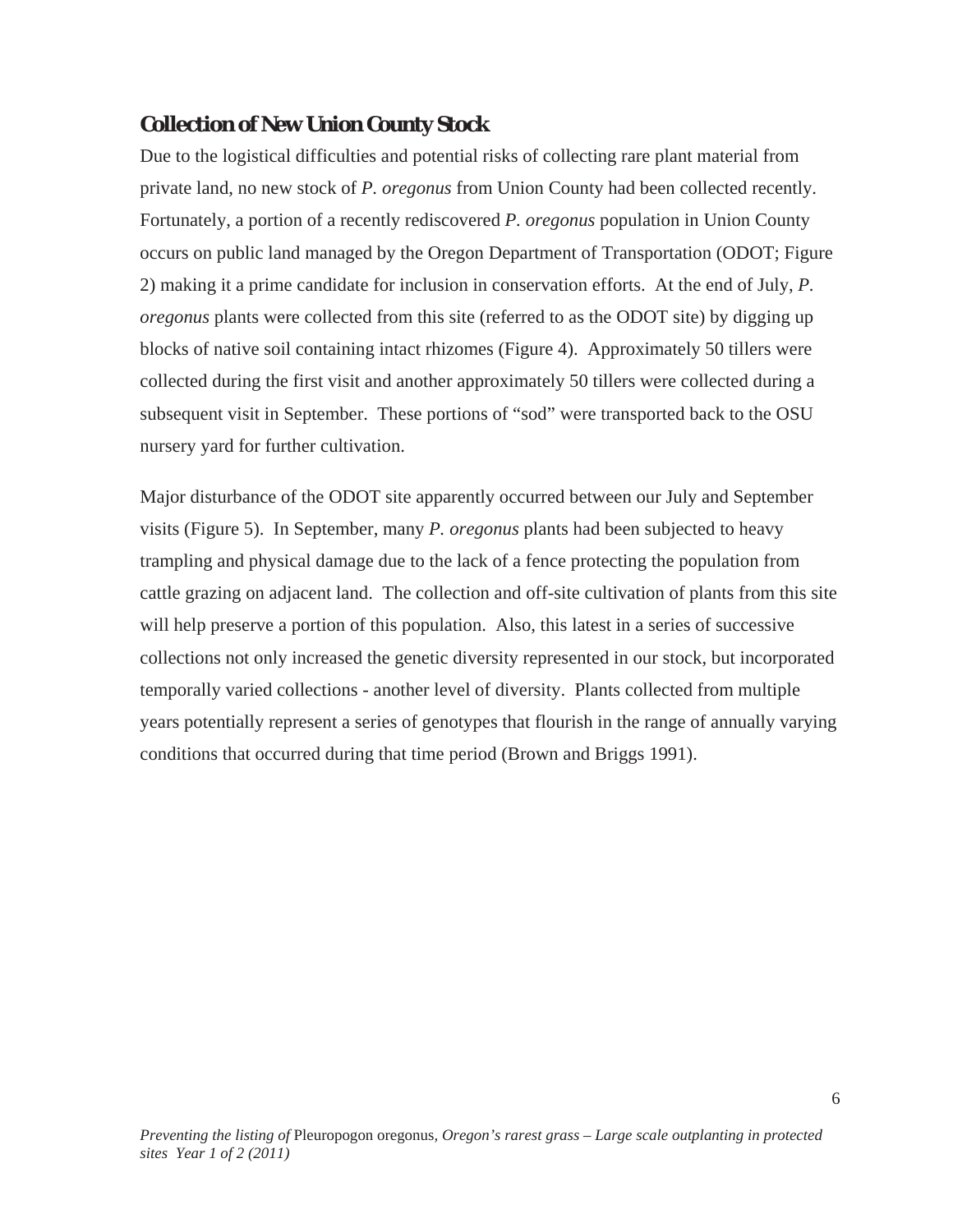## Collection of New Union County Stock

Due to the logistical difficulties and potential risks of collecting rare plant material from private land, no new stock of *P. oregonus* from Union County had been collected recently. Fortunately, a portion of a recently rediscovered *P. oregonus* population in Union County occurs on public land managed by the Oregon Department of Transportation (ODOT; Figure 2) making it a prime candidate for inclusion in conservation efforts. At the end of July, *P. oregonus* plants were collected from this site (referred to as the ODOT site) by digging up blocks of native soil containing intact rhizomes (Figure 4). Approximately 50 tillers were collected during the first visit and another approximately 50 tillers were collected during a subsequent visit in September. These portions of "sod" were transported back to the OSU nursery yard for further cultivation.

Major disturbance of the ODOT site apparently occurred between our July and September visits (Figure 5). In September, many *P. oregonus* plants had been subjected to heavy trampling and physical damage due to the lack of a fence protecting the population from cattle grazing on adjacent land. The collection and off-site cultivation of plants from this site will help preserve a portion of this population. Also, this latest in a series of successive collections not only increased the genetic diversity represented in our stock, but incorporated temporally varied collections - another level of diversity. Plants collected from multiple years potentially represent a series of genotypes that flourish in the range of annually varying conditions that occurred during that time period (Brown and Briggs 1991).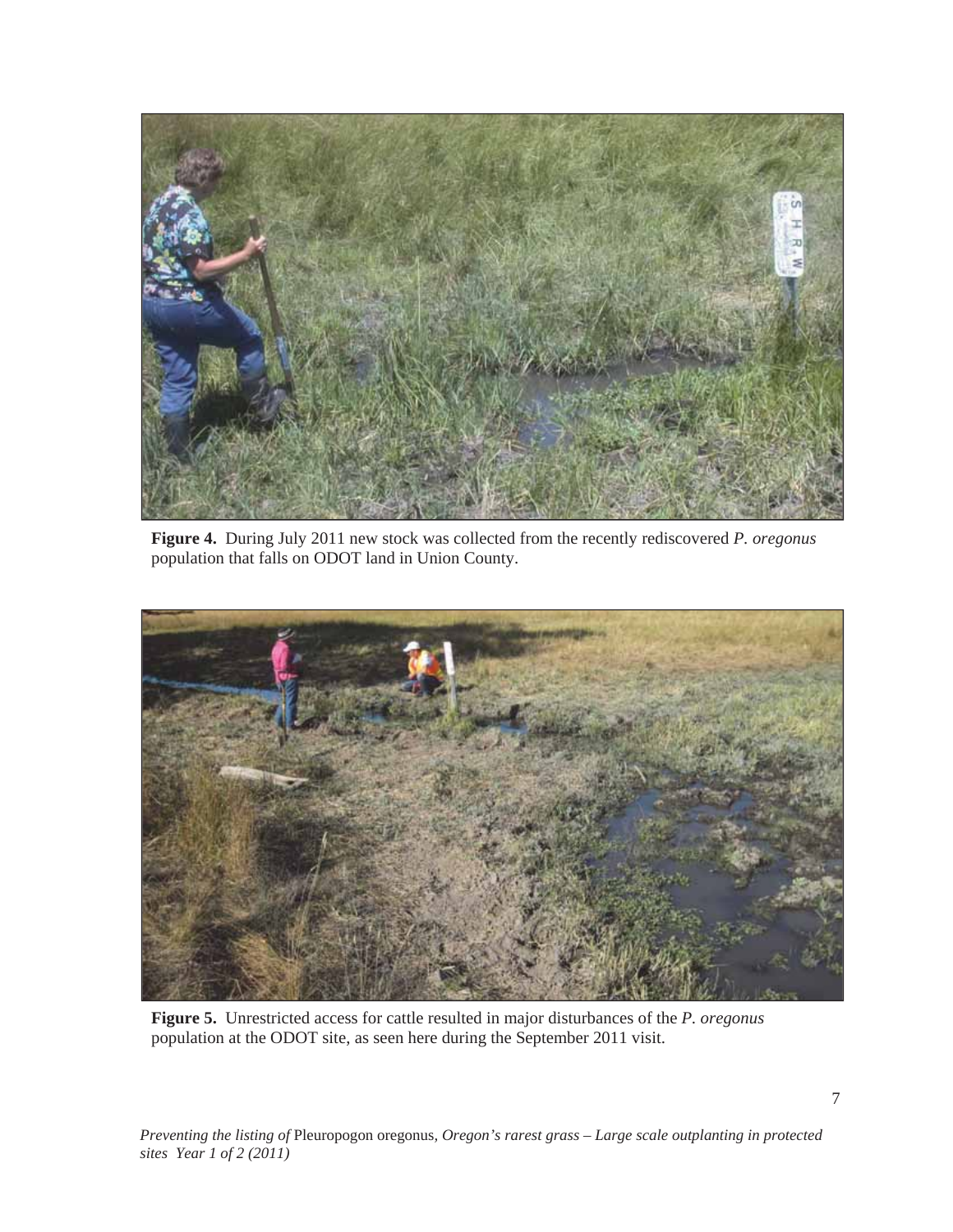**Figure 4.** During July 2011 new stock was collected from the recently rediscovered *P. oregonus* population that falls on ODOT land in Union County.

**Figure 5.** Unrestricted access for cattle resulted in major disturbances of the *P. oregonus* population at the ODOT site, as seen here during the September 2011 visit.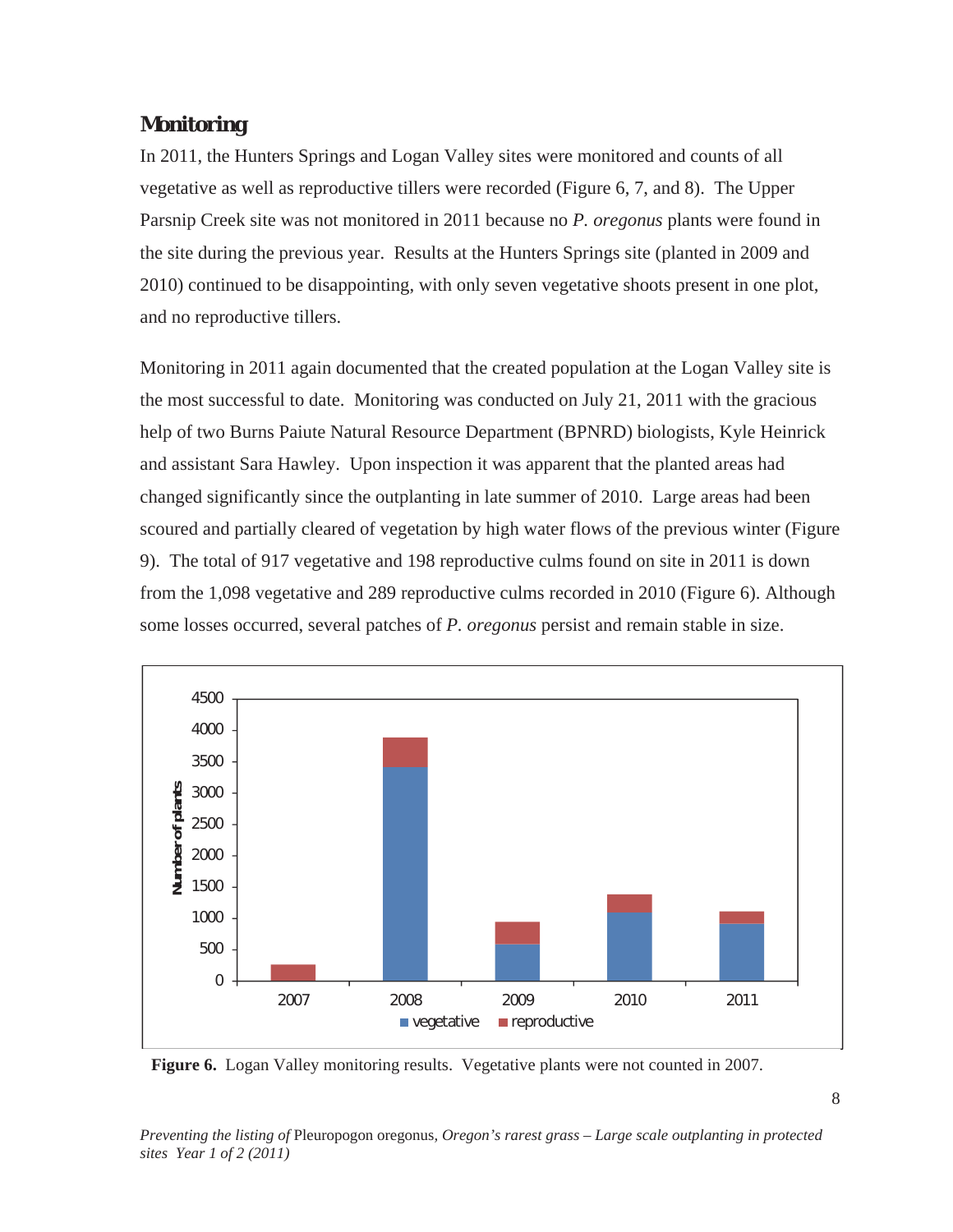## Monitoring

In 2011, the Hunters Springs and Logan Valley sites were monitored and counts of all vegetative as well as reproductive tillers were recorded (Figure 6, 7, and 8). The Upper Parsnip Creek site was not monitored in 2011 because no *P. oregonus* plants were found in the site during the previous year. Results at the Hunters Springs site (planted in 2009 and 2010) continued to be disappointing, with only seven vegetative shoots present in one plot, and no reproductive tillers.

Monitoring in 2011 again documented that the created population at the Logan Valley site is the most successful to date. Monitoring was conducted on July 21, 2011 with the gracious help of two Burns Paiute Natural Resource Department (BPNRD) biologists, Kyle Heinrick and assistant Sara Hawley. Upon inspection it was apparent that the planted areas had changed significantly since the outplanting in late summer of 2010. Large areas had been scoured and partially cleared of vegetation by high water flows of the previous winter (Figure 9). The total of 917 vegetative and 198 reproductive culms found on site in 2011 is down from the 1,098 vegetative and 289 reproductive culms recorded in 2010 (Figure 6). Although some losses occurred, several patches of *P. oregonus* persist and remain stable in size.

**Figure 6.** Logan Valley monitoring results. Vegetative plants were not counted in 2007.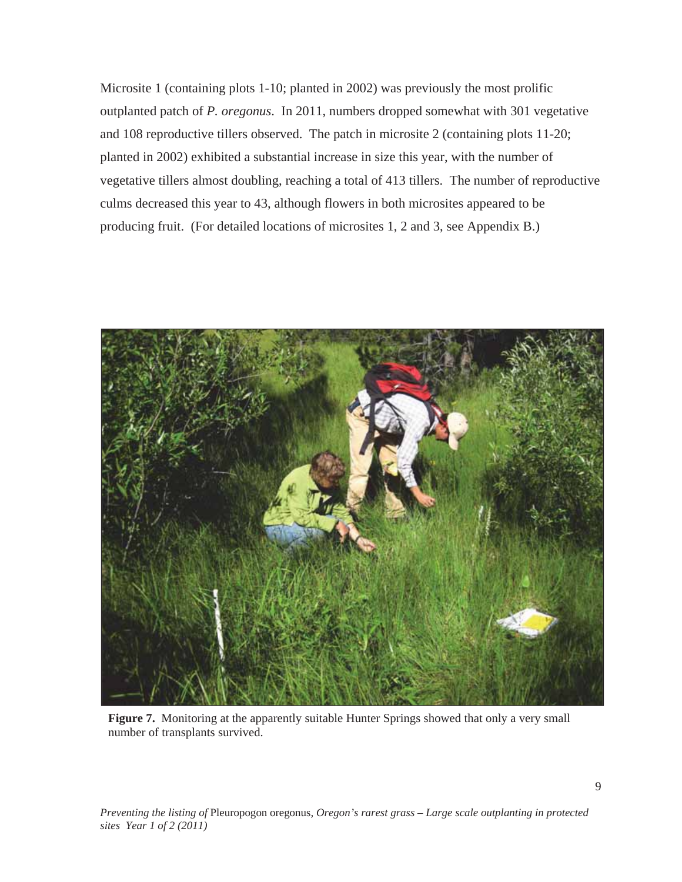Microsite 1 (containing plots 1-10; planted in 2002) was previously the most prolific outplanted patch of *P. oregonus*. In 2011, numbers dropped somewhat with 301 vegetative and 108 reproductive tillers observed. The patch in microsite 2 (containing plots 11-20; planted in 2002) exhibited a substantial increase in size this year, with the number of vegetative tillers almost doubling, reaching a total of 413 tillers. The number of reproductive culms decreased this year to 43, although flowers in both microsites appeared to be producing fruit. (For detailed locations of microsites 1, 2 and 3, see Appendix B.)

**Figure 7.** Monitoring at the apparently suitable Hunter Springs showed that only a very small number of transplants survived.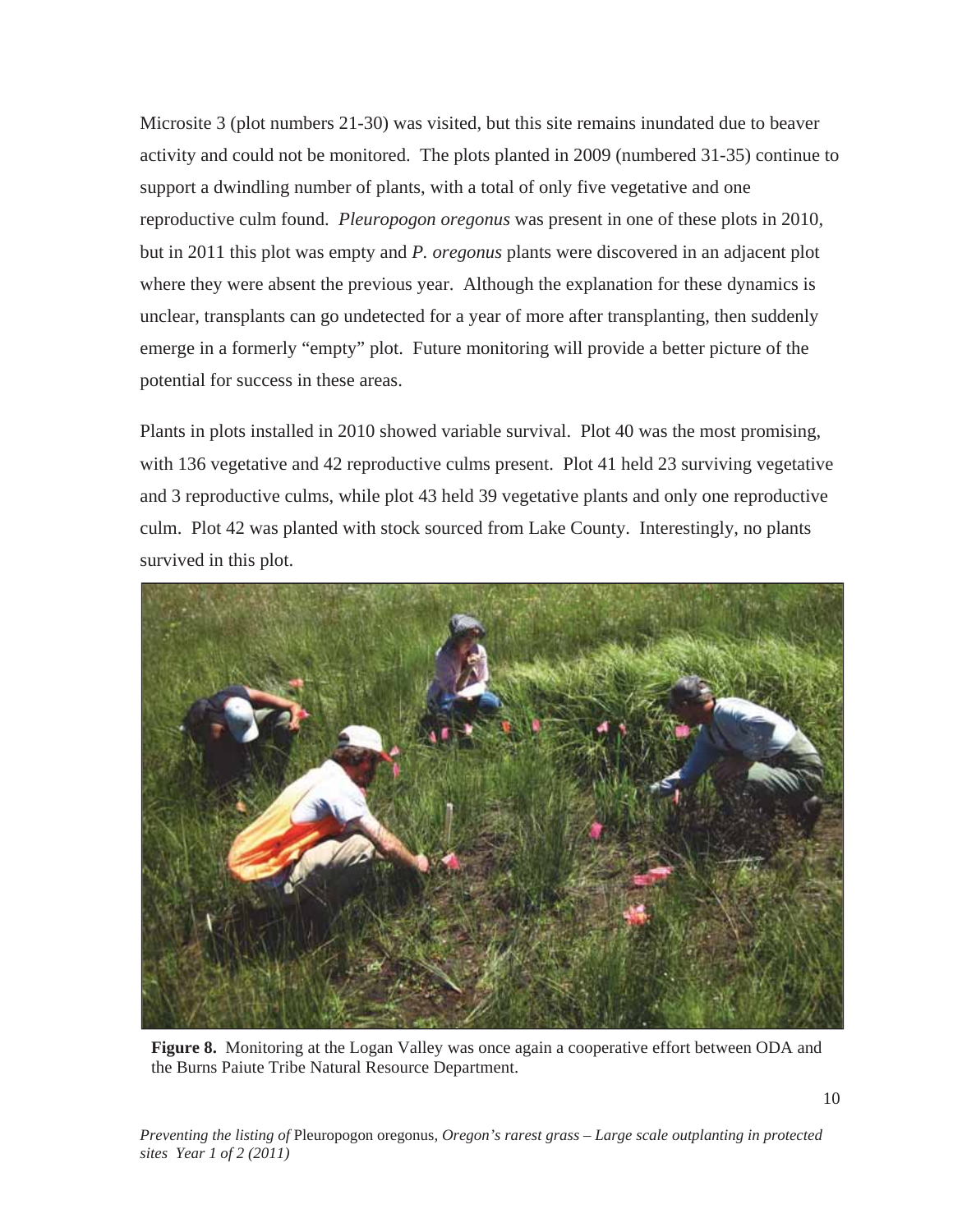Microsite 3 (plot numbers 21-30) was visited, but this site remains inundated due to beaver activity and could not be monitored. The plots planted in 2009 (numbered 31-35) continue to support a dwindling number of plants, with a total of only five vegetative and one reproductive culm found. *Pleuropogon oregonus* was present in one of these plots in 2010, but in 2011 this plot was empty and *P. oregonus* plants were discovered in an adjacent plot where they were absent the previous year. Although the explanation for these dynamics is unclear, transplants can go undetected for a year of more after transplanting, then suddenly emerge in a formerly "empty" plot. Future monitoring will provide a better picture of the potential for success in these areas.

Plants in plots installed in 2010 showed variable survival. Plot 40 was the most promising, with 136 vegetative and 42 reproductive culms present. Plot 41 held 23 surviving vegetative and 3 reproductive culms, while plot 43 held 39 vegetative plants and only one reproductive culm. Plot 42 was planted with stock sourced from Lake County. Interestingly, no plants survived in this plot.

**Figure 8.** Monitoring at the Logan Valley was once again a cooperative effort between ODA and the Burns Paiute Tribe Natural Resource Department.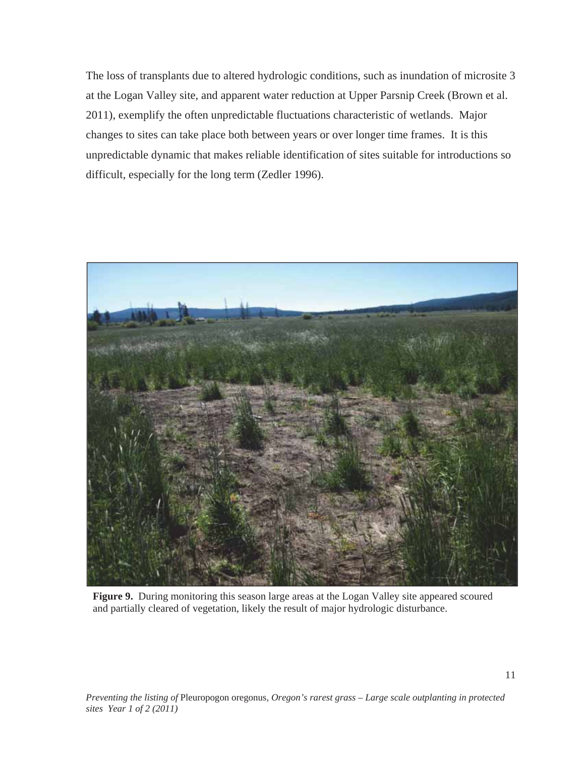The loss of transplants due to altered hydrologic conditions, such as inundation of microsite 3 at the Logan Valley site, and apparent water reduction at Upper Parsnip Creek (Brown et al. 2011), exemplify the often unpredictable fluctuations characteristic of wetlands. Major changes to sites can take place both between years or over longer time frames. It is this unpredictable dynamic that makes reliable identification of sites suitable for introductions so difficult, especially for the long term (Zedler 1996).

**Figure 9.** During monitoring this season large areas at the Logan Valley site appeared scoured and partially cleared of vegetation, likely the result of major hydrologic disturbance.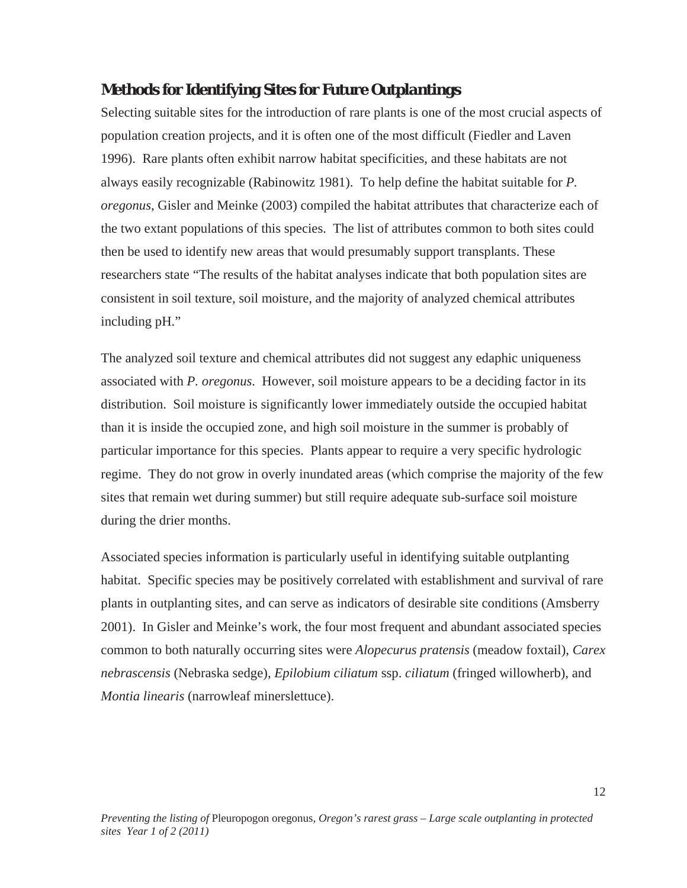## **Methods for Identifying Sites for Future Outplantings**

Selecting suitable sites for the introduction of rare plants is one of the most crucial aspects of population creation projects, and it is often one of the most difficult (Fiedler and Laven 1996). Rare plants often exhibit narrow habitat specificities, and these habitats are not always easily recognizable (Rabinowitz 1981). To help define the habitat suitable for *P. oregonus*, Gisler and Meinke (2003) compiled the habitat attributes that characterize each of the two extant populations of this species. The list of attributes common to both sites could then be used to identify new areas that would presumably support transplants. These researchers state "The results of the habitat analyses indicate that both population sites are consistent in soil texture, soil moisture, and the majority of analyzed chemical attributes including pH."

The analyzed soil texture and chemical attributes did not suggest any edaphic uniqueness associated with *P. oregonus*. However, soil moisture appears to be a deciding factor in its distribution. Soil moisture is significantly lower immediately outside the occupied habitat than it is inside the occupied zone, and high soil moisture in the summer is probably of particular importance for this species. Plants appear to require a very specific hydrologic regime. They do not grow in overly inundated areas (which comprise the majority of the few sites that remain wet during summer) but still require adequate sub-surface soil moisture during the drier months.

Associated species information is particularly useful in identifying suitable outplanting habitat. Specific species may be positively correlated with establishment and survival of rare plants in outplanting sites, and can serve as indicators of desirable site conditions (Amsberry 2001). In Gisler and Meinke's work, the four most frequent and abundant associated species common to both naturally occurring sites were *Alopecurus pratensis* (meadow foxtail), *Carex nebrascensis* (Nebraska sedge), *Epilobium ciliatum* ssp. *ciliatum* (fringed willowherb), and *Montia linearis* (narrowleaf minerslettuce).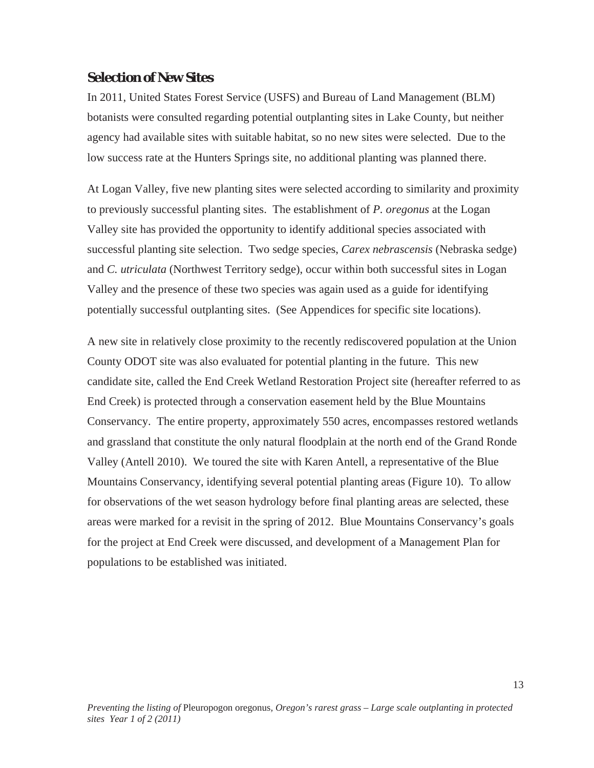## Selection of New Sites

In 2011, United States Forest Service (USFS) and Bureau of Land Management (BLM) botanists were consulted regarding potential outplanting sites in Lake County, but neither agency had available sites with suitable habitat, so no new sites were selected. Due to the low success rate at the Hunters Springs site, no additional planting was planned there.

At Logan Valley, five new planting sites were selected according to similarity and proximity to previously successful planting sites. The establishment of *P. oregonus* at the Logan Valley site has provided the opportunity to identify additional species associated with successful planting site selection. Two sedge species, *Carex nebrascensis* (Nebraska sedge) and *C. utriculata* (Northwest Territory sedge), occur within both successful sites in Logan Valley and the presence of these two species was again used as a guide for identifying potentially successful outplanting sites. (See Appendices for specific site locations).

A new site in relatively close proximity to the recently rediscovered population at the Union County ODOT site was also evaluated for potential planting in the future. This new candidate site, called the End Creek Wetland Restoration Project site (hereafter referred to as End Creek) is protected through a conservation easement held by the Blue Mountains Conservancy. The entire property, approximately 550 acres, encompasses restored wetlands and grassland that constitute the only natural floodplain at the north end of the Grand Ronde Valley (Antell 2010). We toured the site with Karen Antell, a representative of the Blue Mountains Conservancy, identifying several potential planting areas (Figure 10). To allow for observations of the wet season hydrology before final planting areas are selected, these areas were marked for a revisit in the spring of 2012. Blue Mountains Conservancy's goals for the project at End Creek were discussed, and development of a Management Plan for populations to be established was initiated.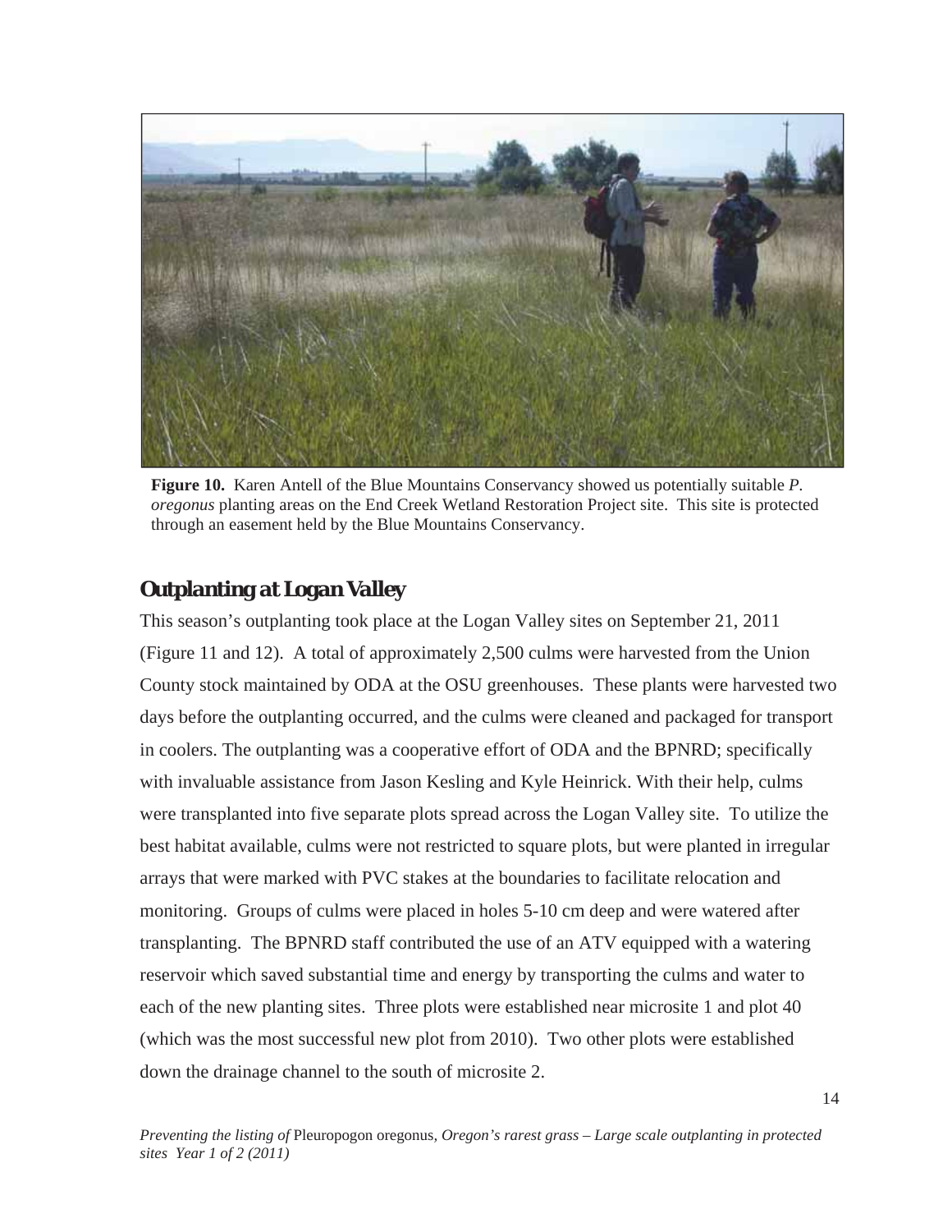**Figure 10.** Karen Antell of the Blue Mountains Conservancy showed us potentially suitable *P. oregonus* planting areas on the End Creek Wetland Restoration Project site. This site is protected through an easement held by the Blue Mountains Conservancy.

## Outplanting at Logan Valley

This season's outplanting took place at the Logan Valley sites on September 21, 2011 (Figure 11 and 12). A total of approximately 2,500 culms were harvested from the Union County stock maintained by ODA at the OSU greenhouses. These plants were harvested two days before the outplanting occurred, and the culms were cleaned and packaged for transport in coolers. The outplanting was a cooperative effort of ODA and the BPNRD; specifically with invaluable assistance from Jason Kesling and Kyle Heinrick. With their help, culms were transplanted into five separate plots spread across the Logan Valley site. To utilize the best habitat available, culms were not restricted to square plots, but were planted in irregular arrays that were marked with PVC stakes at the boundaries to facilitate relocation and monitoring. Groups of culms were placed in holes 5-10 cm deep and were watered after transplanting. The BPNRD staff contributed the use of an ATV equipped with a watering reservoir which saved substantial time and energy by transporting the culms and water to each of the new planting sites. Three plots were established near microsite 1 and plot 40 (which was the most successful new plot from 2010). Two other plots were established down the drainage channel to the south of microsite 2.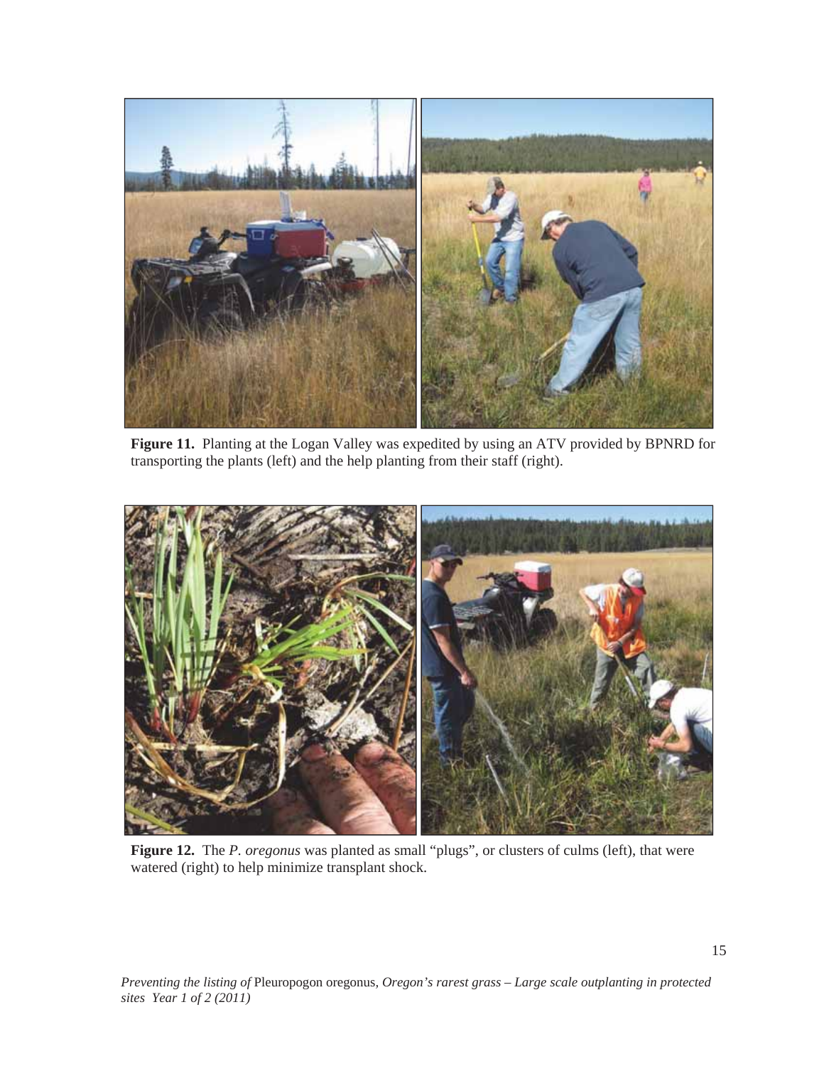**Figure 11.** Planting at the Logan Valley was expedited by using an ATV provided by BPNRD for transporting the plants (left) and the help planting from their staff (right).

**Figure 12.** The *P. oregonus* was planted as small "plugs", or clusters of culms (left), that were watered (right) to help minimize transplant shock.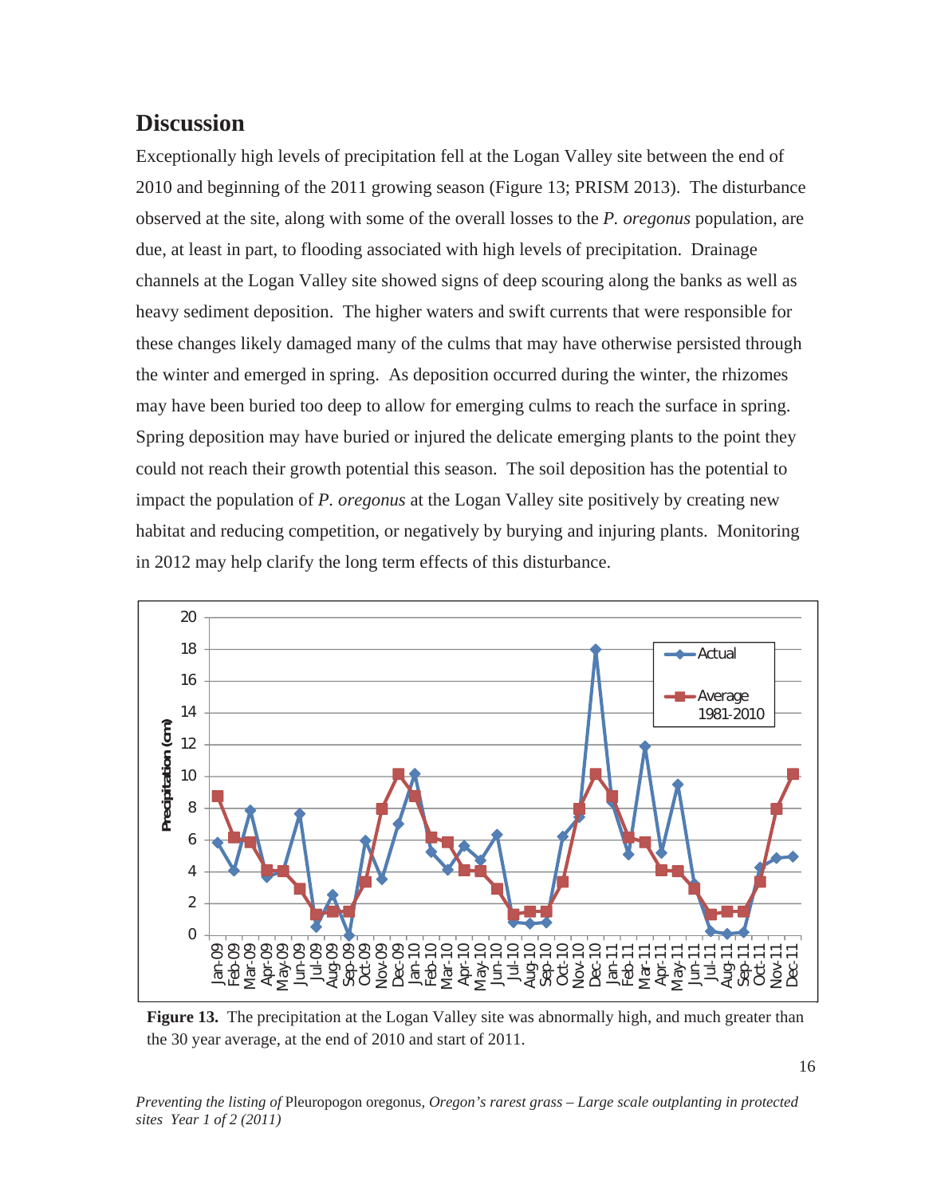## Discussion

Exceptionally high levels of precipitation fell at the Logan Valley site between the end of 2010 and beginning of the 2011 growing season (Figure 13; PRISM 2013). The disturbance observed at the site, along with some of the overall losses to the *P. oregonus* population, are due, at least in part, to flooding associated with high levels of precipitation. Drainage channels at the Logan Valley site showed signs of deep scouring along the banks as well as heavy sediment deposition. The higher waters and swift currents that were responsible for these changes likely damaged many of the culms that may have otherwise persisted through the winter and emerged in spring. As deposition occurred during the winter, the rhizomes may have been buried too deep to allow for emerging culms to reach the surface in spring. Spring deposition may have buried or injured the delicate emerging plants to the point they could not reach their growth potential this season. The soil deposition has the potential to impact the population of *P. oregonus* at the Logan Valley site positively by creating new habitat and reducing competition, or negatively by burying and injuring plants. Monitoring in 2012 may help clarify the long term effects of this disturbance.

**Figure 13.** The precipitation at the Logan Valley site was abnormally high, and much greater than the 30 year average, at the end of 2010 and start of 2011.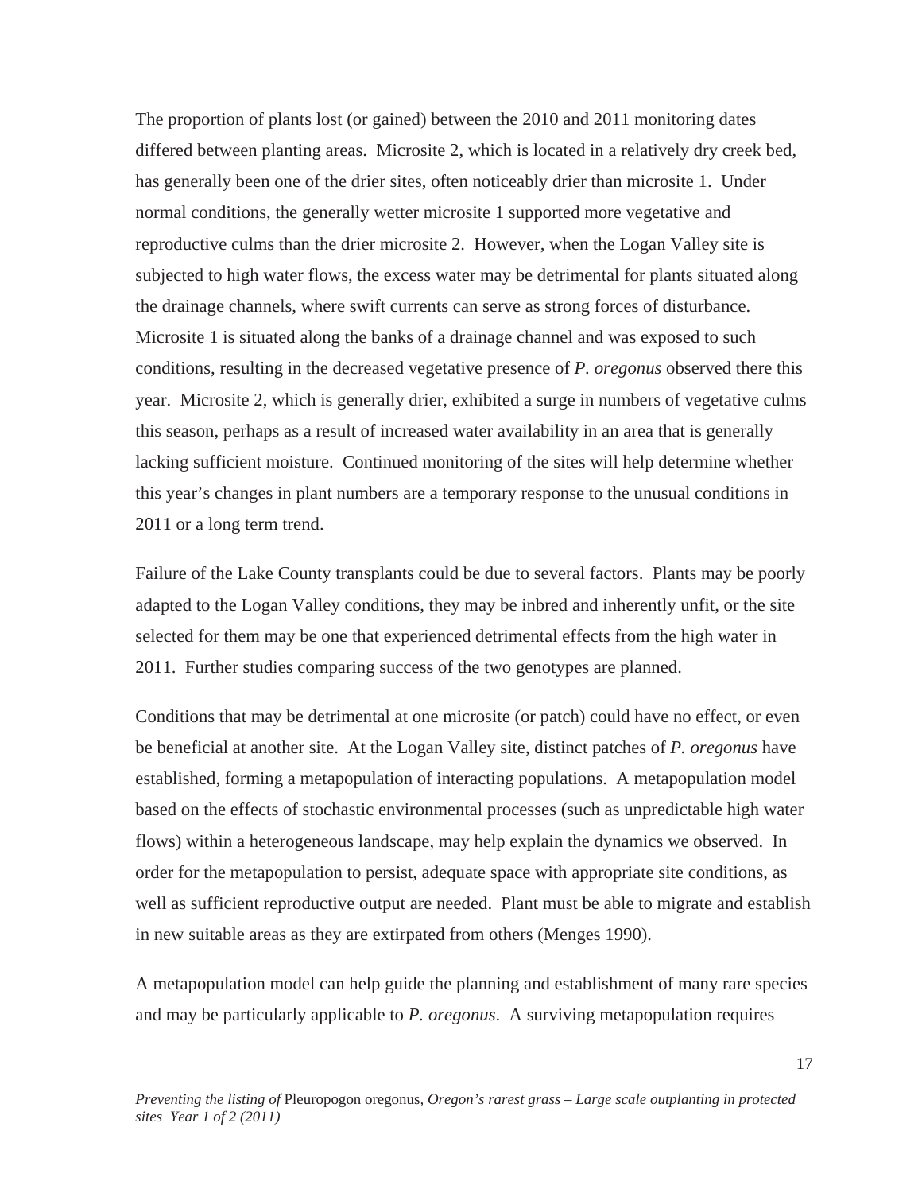The proportion of plants lost (or gained) between the 2010 and 2011 monitoring dates differed between planting areas. Microsite 2, which is located in a relatively dry creek bed, has generally been one of the drier sites, often noticeably drier than microsite 1. Under normal conditions, the generally wetter microsite 1 supported more vegetative and reproductive culms than the drier microsite 2. However, when the Logan Valley site is subjected to high water flows, the excess water may be detrimental for plants situated along the drainage channels, where swift currents can serve as strong forces of disturbance. Microsite 1 is situated along the banks of a drainage channel and was exposed to such conditions, resulting in the decreased vegetative presence of *P. oregonus* observed there this year. Microsite 2, which is generally drier, exhibited a surge in numbers of vegetative culms this season, perhaps as a result of increased water availability in an area that is generally lacking sufficient moisture. Continued monitoring of the sites will help determine whether this year's changes in plant numbers are a temporary response to the unusual conditions in 2011 or a long term trend.

Failure of the Lake County transplants could be due to several factors. Plants may be poorly adapted to the Logan Valley conditions, they may be inbred and inherently unfit, or the site selected for them may be one that experienced detrimental effects from the high water in 2011. Further studies comparing success of the two genotypes are planned.

Conditions that may be detrimental at one microsite (or patch) could have no effect, or even be beneficial at another site. At the Logan Valley site, distinct patches of *P. oregonus* have established, forming a metapopulation of interacting populations. A metapopulation model based on the effects of stochastic environmental processes (such as unpredictable high water flows) within a heterogeneous landscape, may help explain the dynamics we observed. In order for the metapopulation to persist, adequate space with appropriate site conditions, as well as sufficient reproductive output are needed. Plant must be able to migrate and establish in new suitable areas as they are extirpated from others (Menges 1990).

A metapopulation model can help guide the planning and establishment of many rare species and may be particularly applicable to *P. oregonus*. A surviving metapopulation requires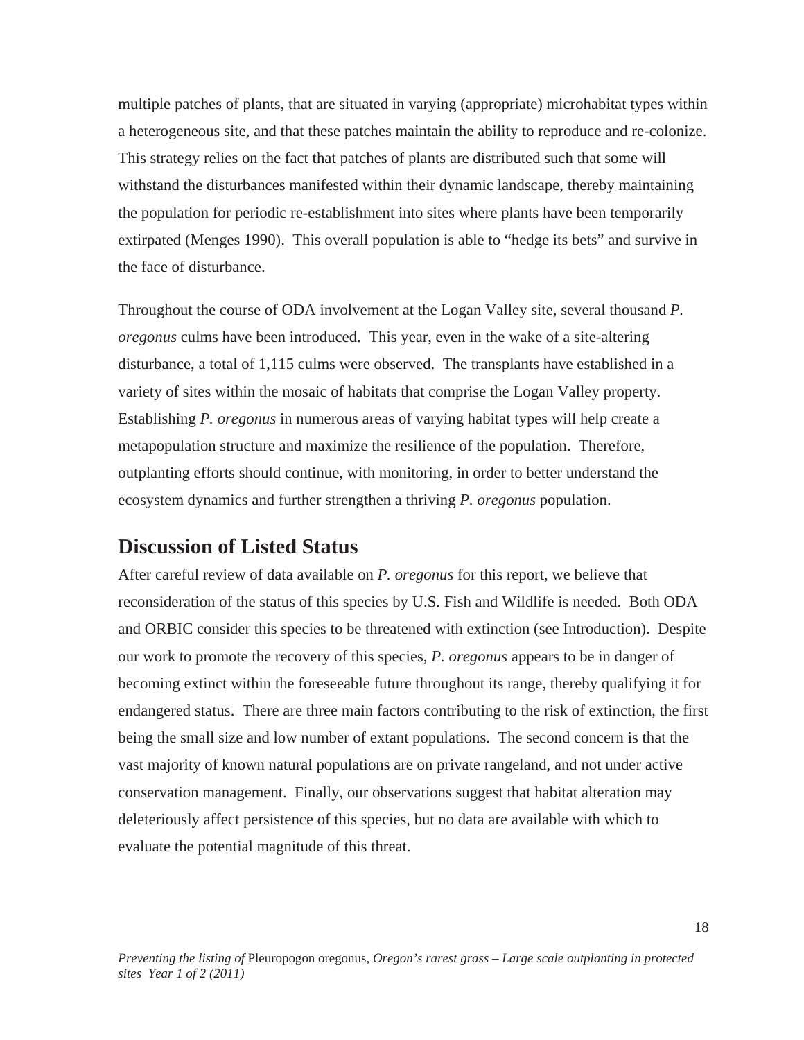multiple patches of plants, that are situated in varying (appropriate) microhabitat types within a heterogeneous site, and that these patches maintain the ability to reproduce and re-colonize. This strategy relies on the fact that patches of plants are distributed such that some will withstand the disturbances manifested within their dynamic landscape, thereby maintaining the population for periodic re-establishment into sites where plants have been temporarily extirpated (Menges 1990). This overall population is able to "hedge its bets" and survive in the face of disturbance.

Throughout the course of ODA involvement at the Logan Valley site, several thousand *P. oregonus* culms have been introduced. This year, even in the wake of a site-altering disturbance, a total of 1,115 culms were observed. The transplants have established in a variety of sites within the mosaic of habitats that comprise the Logan Valley property. Establishing *P. oregonus* in numerous areas of varying habitat types will help create a metapopulation structure and maximize the resilience of the population. Therefore, outplanting efforts should continue, with monitoring, in order to better understand the ecosystem dynamics and further strengthen a thriving *P. oregonus* population.

## Discussion of Listed Status

After careful review of data available on *P. oregonus* for this report, we believe that reconsideration of the status of this species by U.S. Fish and Wildlife is needed. Both ODA and ORBIC consider this species to be threatened with extinction (see Introduction). Despite our work to promote the recovery of this species, *P. oregonus* appears to be in danger of becoming extinct within the foreseeable future throughout its range, thereby qualifying it for endangered status. There are three main factors contributing to the risk of extinction, the first being the small size and low number of extant populations. The second concern is that the vast majority of known natural populations are on private rangeland, and not under active conservation management. Finally, our observations suggest that habitat alteration may deleteriously affect persistence of this species, but no data are available with which to evaluate the potential magnitude of this threat.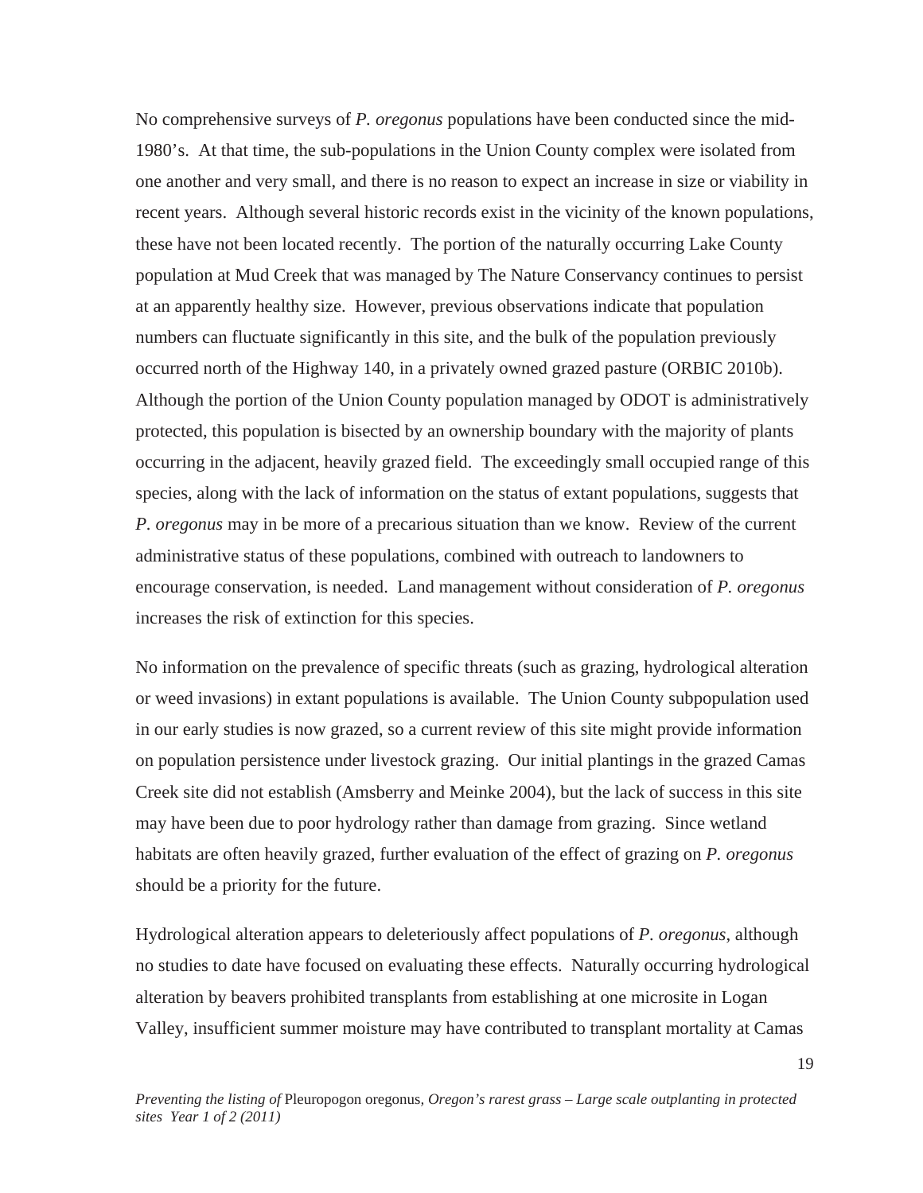No comprehensive surveys of *P. oregonus* populations have been conducted since the mid-1980's. At that time, the sub-populations in the Union County complex were isolated from one another and very small, and there is no reason to expect an increase in size or viability in recent years. Although several historic records exist in the vicinity of the known populations, these have not been located recently. The portion of the naturally occurring Lake County population at Mud Creek that was managed by The Nature Conservancy continues to persist at an apparently healthy size. However, previous observations indicate that population numbers can fluctuate significantly in this site, and the bulk of the population previously occurred north of the Highway 140, in a privately owned grazed pasture (ORBIC 2010b). Although the portion of the Union County population managed by ODOT is administratively protected, this population is bisected by an ownership boundary with the majority of plants occurring in the adjacent, heavily grazed field. The exceedingly small occupied range of this species, along with the lack of information on the status of extant populations, suggests that *P. oregonus* may in be more of a precarious situation than we know. Review of the current administrative status of these populations, combined with outreach to landowners to encourage conservation, is needed. Land management without consideration of *P. oregonus* increases the risk of extinction for this species.

No information on the prevalence of specific threats (such as grazing, hydrological alteration or weed invasions) in extant populations is available. The Union County subpopulation used in our early studies is now grazed, so a current review of this site might provide information on population persistence under livestock grazing. Our initial plantings in the grazed Camas Creek site did not establish (Amsberry and Meinke 2004), but the lack of success in this site may have been due to poor hydrology rather than damage from grazing. Since wetland habitats are often heavily grazed, further evaluation of the effect of grazing on *P. oregonus* should be a priority for the future.

Hydrological alteration appears to deleteriously affect populations of *P. oregonus*, although no studies to date have focused on evaluating these effects. Naturally occurring hydrological alteration by beavers prohibited transplants from establishing at one microsite in Logan Valley, insufficient summer moisture may have contributed to transplant mortality at Camas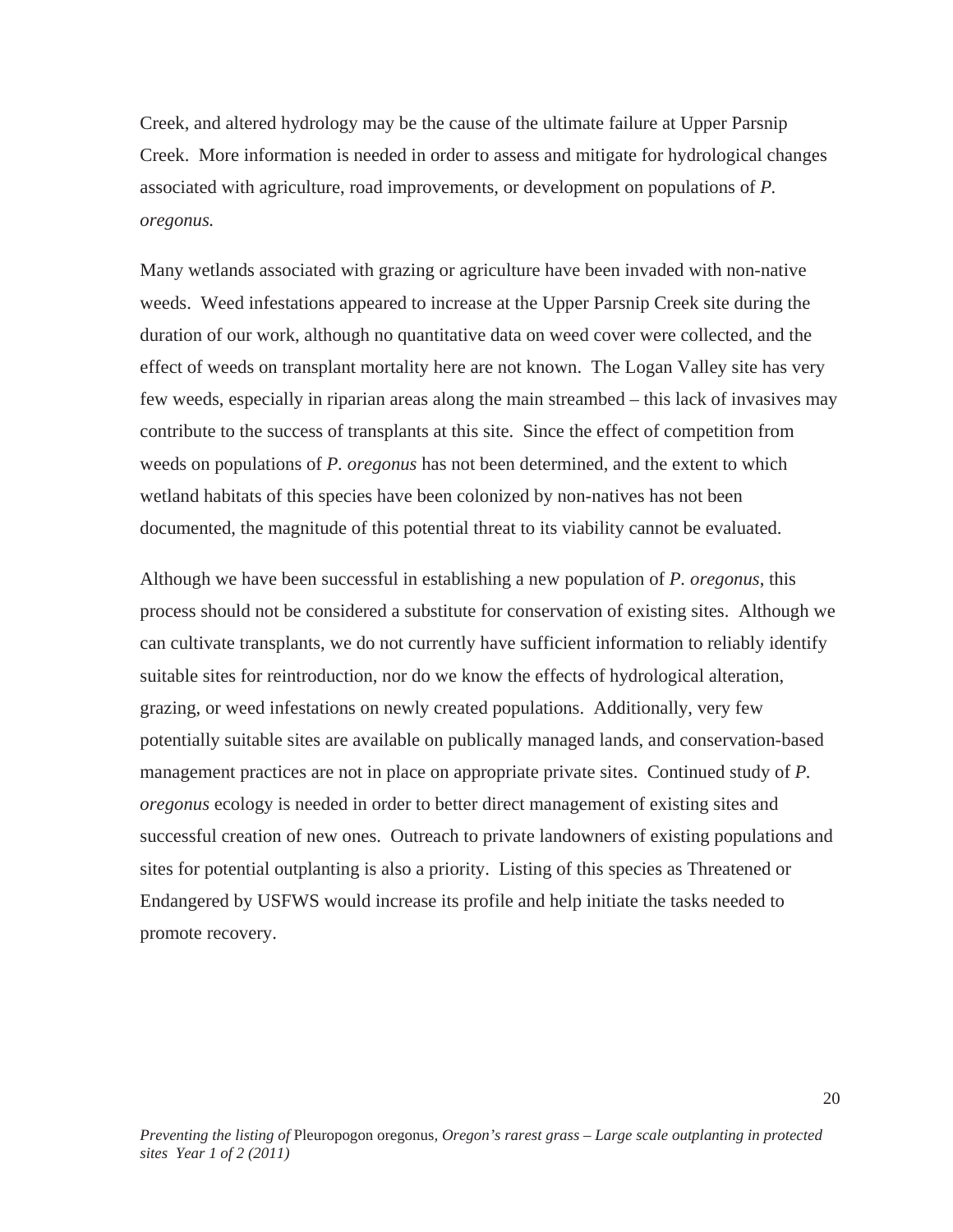Creek, and altered hydrology may be the cause of the ultimate failure at Upper Parsnip Creek. More information is needed in order to assess and mitigate for hydrological changes associated with agriculture, road improvements, or development on populations of *P. oregonus.*

Many wetlands associated with grazing or agriculture have been invaded with non-native weeds. Weed infestations appeared to increase at the Upper Parsnip Creek site during the duration of our work, although no quantitative data on weed cover were collected, and the effect of weeds on transplant mortality here are not known. The Logan Valley site has very few weeds, especially in riparian areas along the main streambed – this lack of invasives may contribute to the success of transplants at this site. Since the effect of competition from weeds on populations of *P. oregonus* has not been determined, and the extent to which wetland habitats of this species have been colonized by non-natives has not been documented, the magnitude of this potential threat to its viability cannot be evaluated.

Although we have been successful in establishing a new population of *P. oregonus*, this process should not be considered a substitute for conservation of existing sites. Although we can cultivate transplants, we do not currently have sufficient information to reliably identify suitable sites for reintroduction, nor do we know the effects of hydrological alteration, grazing, or weed infestations on newly created populations. Additionally, very few potentially suitable sites are available on publically managed lands, and conservation-based management practices are not in place on appropriate private sites. Continued study of *P. oregonus* ecology is needed in order to better direct management of existing sites and successful creation of new ones. Outreach to private landowners of existing populations and sites for potential outplanting is also a priority. Listing of this species as Threatened or Endangered by USFWS would increase its profile and help initiate the tasks needed to promote recovery.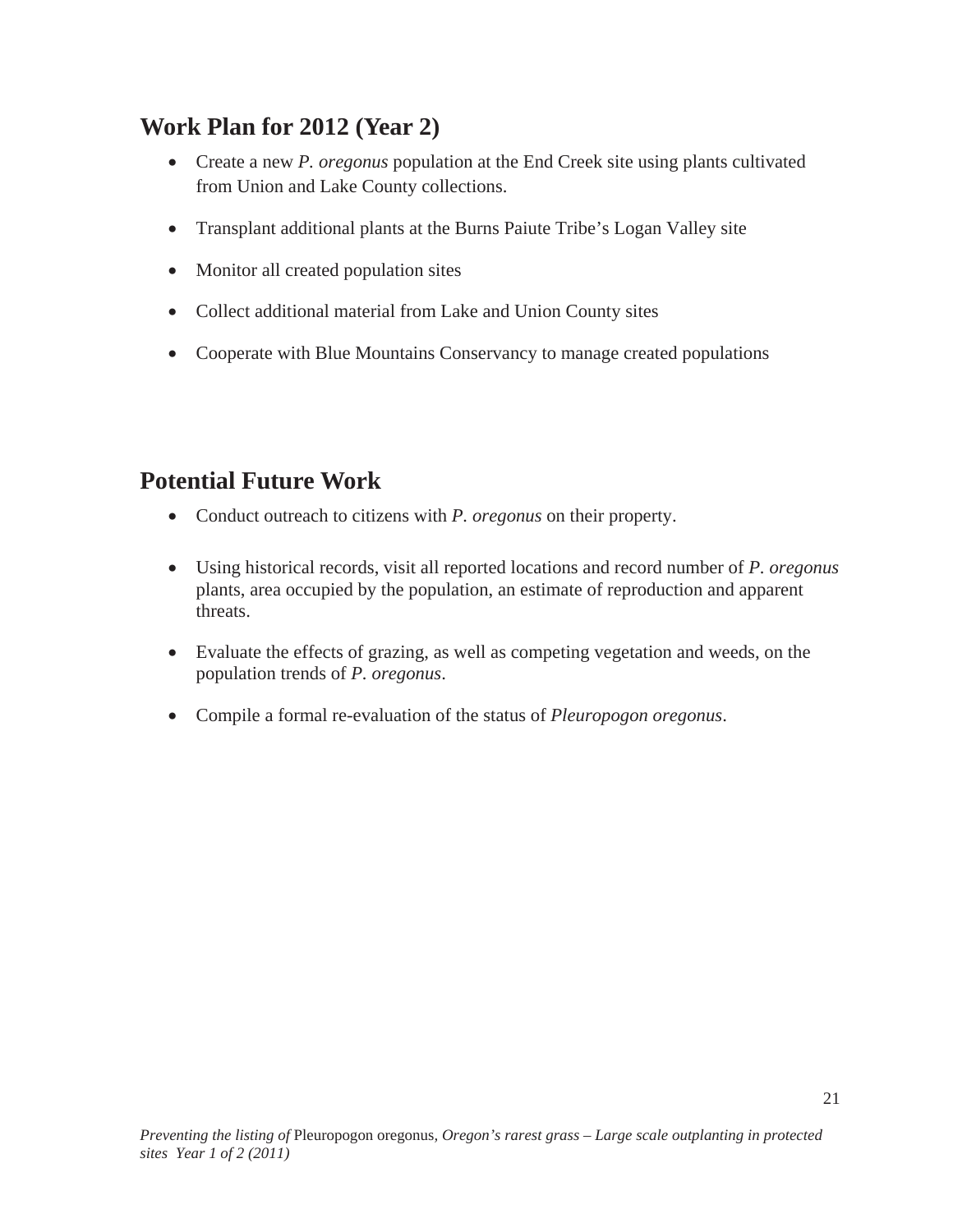## Work Plan for 2012 (Year 2)

- Create a new *P. oregonus* population at the End Creek site using plants cultivated from Union and Lake County collections.
- Transplant additional plants at the Burns Paiute Tribe's Logan Valley site
- Monitor all created population sites
- Collect additional material from Lake and Union County sites
- Cooperate with Blue Mountains Conservancy to manage created populations

## Potential Future Work

- Conduct outreach to citizens with *P. oregonus* on their property.
- Using historical records, visit all reported locations and record number of *P. oregonus* plants, area occupied by the population, an estimate of reproduction and apparent threats.
- Evaluate the effects of grazing, as well as competing vegetation and weeds, on the population trends of *P. oregonus*.
- Compile a formal re-evaluation of the status of *Pleuropogon oregonus*.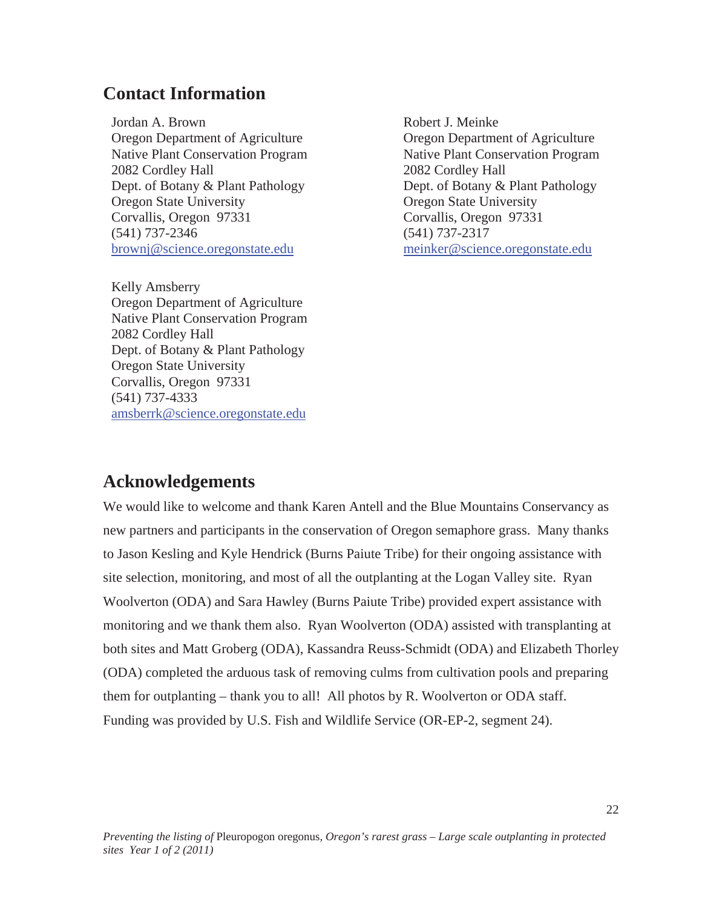## Contact Information

Jordan A. Brown
Oregon Department of Agriculture
Native Plant Conservation Program
2082 Cordley Hall
Dept. of Botany & Plant Pathology
Oregon State University
Corvallis, Oregon 97331
(541) 737-2346
brownj@science.oregonstate.edu

Robert J. Meinke
Oregon Department of Agriculture
Native Plant Conservation Program
2082 Cordley Hall
Dept. of Botany & Plant Pathology
Oregon State University
Corvallis, Oregon 97331
(541) 737-2317
meinker@science.oregonstate.edu

Kelly Amsberry
Oregon Department of Agriculture
Native Plant Conservation Program
2082 Cordley Hall
Dept. of Botany & Plant Pathology
Oregon State University
Corvallis, Oregon 97331
(541) 737-4333
amsberrk@science.oregonstate.edu

## Acknowledgements

We would like to welcome and thank Karen Antell and the Blue Mountains Conservancy as new partners and participants in the conservation of Oregon semaphore grass. Many thanks to Jason Kesling and Kyle Hendrick (Burns Paiute Tribe) for their ongoing assistance with site selection, monitoring, and most of all the outplanting at the Logan Valley site. Ryan Woolverton (ODA) and Sara Hawley (Burns Paiute Tribe) provided expert assistance with monitoring and we thank them also. Ryan Woolverton (ODA) assisted with transplanting at both sites and Matt Groberg (ODA), Kassandra Reuss-Schmidt (ODA) and Elizabeth Thorley (ODA) completed the arduous task of removing culms from cultivation pools and preparing them for outplanting – thank you to all! All photos by R. Woolverton or ODA staff. Funding was provided by U.S. Fish and Wildlife Service (OR-EP-2, segment 24).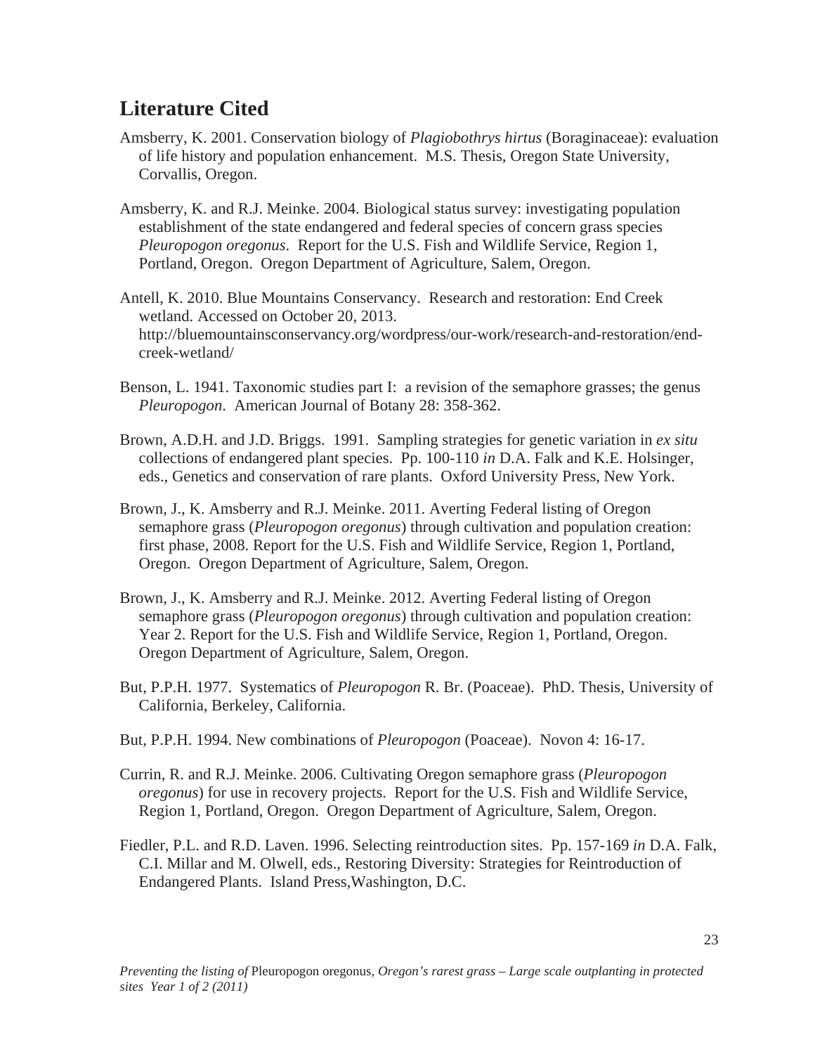## Literature Cited

Amsberry, K. 2001. Conservation biology of *Plagiobothrys hirtus* (Boraginaceae): evaluation of life history and population enhancement. M.S. Thesis, Oregon State University, Corvallis, Oregon.

Amsberry, K. and R.J. Meinke. 2004. Biological status survey: investigating population establishment of the state endangered and federal species of concern grass species *Pleuropogon oregonus*. Report for the U.S. Fish and Wildlife Service, Region 1, Portland, Oregon. Oregon Department of Agriculture, Salem, Oregon.

Antell, K. 2010. Blue Mountains Conservancy. Research and restoration: End Creek wetland. Accessed on October 20, 2013. http://bluemountainsconservancy.org/wordpress/our-work/research-and-restoration/end-creek-wetland/

Benson, L. 1941. Taxonomic studies part I: a revision of the semaphore grasses; the genus *Pleuropogon*. American Journal of Botany 28: 358-362.

Brown, A.D.H. and J.D. Briggs. 1991. Sampling strategies for genetic variation in *ex situ* collections of endangered plant species. Pp. 100-110 *in* D.A. Falk and K.E. Holsinger, eds., Genetics and conservation of rare plants. Oxford University Press, New York.

Brown, J., K. Amsberry and R.J. Meinke. 2011. Averting Federal listing of Oregon semaphore grass (*Pleuropogon oregonus*) through cultivation and population creation: first phase, 2008. Report for the U.S. Fish and Wildlife Service, Region 1, Portland, Oregon. Oregon Department of Agriculture, Salem, Oregon.

Brown, J., K. Amsberry and R.J. Meinke. 2012. Averting Federal listing of Oregon semaphore grass (*Pleuropogon oregonus*) through cultivation and population creation: Year 2. Report for the U.S. Fish and Wildlife Service, Region 1, Portland, Oregon. Oregon Department of Agriculture, Salem, Oregon.

But, P.P.H. 1977. Systematics of *Pleuropogon* R. Br. (Poaceae). PhD. Thesis, University of California, Berkeley, California.

But, P.P.H. 1994. New combinations of *Pleuropogon* (Poaceae). Novon 4: 16-17.

Currin, R. and R.J. Meinke. 2006. Cultivating Oregon semaphore grass (*Pleuropogon oregonus*) for use in recovery projects. Report for the U.S. Fish and Wildlife Service, Region 1, Portland, Oregon. Oregon Department of Agriculture, Salem, Oregon.

Fiedler, P.L. and R.D. Laven. 1996. Selecting reintroduction sites. Pp. 157-169 *in* D.A. Falk, C.I. Millar and M. Olwell, eds., Restoring Diversity: Strategies for Reintroduction of Endangered Plants. Island Press,Washington, D.C.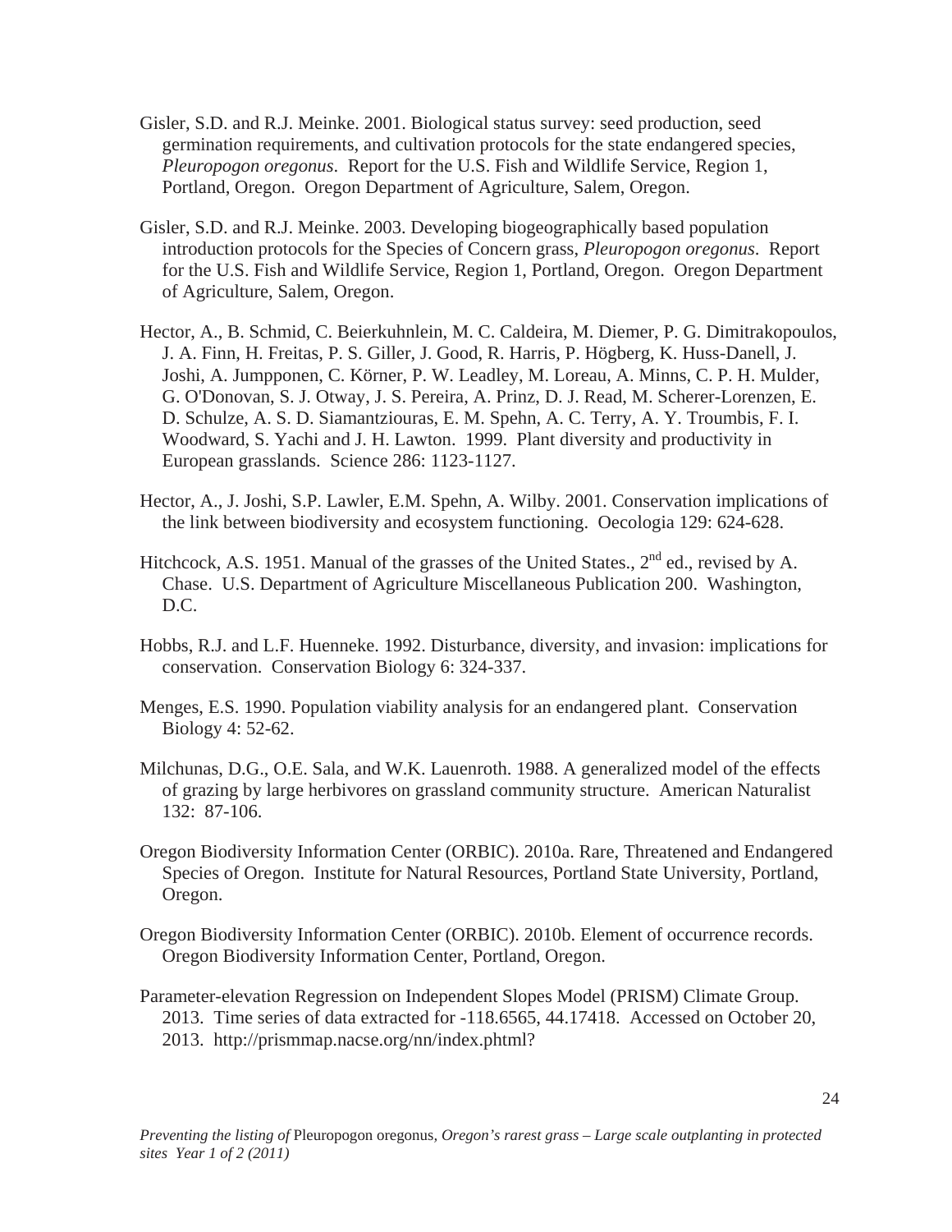Gisler, S.D. and R.J. Meinke. 2001. Biological status survey: seed production, seed germination requirements, and cultivation protocols for the state endangered species, *Pleuropogon oregonus*. Report for the U.S. Fish and Wildlife Service, Region 1, Portland, Oregon. Oregon Department of Agriculture, Salem, Oregon.

Gisler, S.D. and R.J. Meinke. 2003. Developing biogeographically based population introduction protocols for the Species of Concern grass, *Pleuropogon oregonus*. Report for the U.S. Fish and Wildlife Service, Region 1, Portland, Oregon. Oregon Department of Agriculture, Salem, Oregon.

Hector, A., B. Schmid, C. Beierkuhnlein, M. C. Caldeira, M. Diemer, P. G. Dimitrakopoulos, J. A. Finn, H. Freitas, P. S. Giller, J. Good, R. Harris, P. Högberg, K. Huss-Danell, J. Joshi, A. Jumpponen, C. Körner, P. W. Leadley, M. Loreau, A. Minns, C. P. H. Mulder, G. O'Donovan, S. J. Otway, J. S. Pereira, A. Prinz, D. J. Read, M. Scherer-Lorenzen, E. D. Schulze, A. S. D. Siamantziouras, E. M. Spehn, A. C. Terry, A. Y. Troumbis, F. I. Woodward, S. Yachi and J. H. Lawton. 1999. Plant diversity and productivity in European grasslands. Science 286: 1123-1127.

Hector, A., J. Joshi, S.P. Lawler, E.M. Spehn, A. Wilby. 2001. Conservation implications of the link between biodiversity and ecosystem functioning. Oecologia 129: 624-628.

Hitchcock, A.S. 1951. Manual of the grasses of the United States., 2nd ed., revised by A. Chase. U.S. Department of Agriculture Miscellaneous Publication 200. Washington, D.C.

Hobbs, R.J. and L.F. Huenneke. 1992. Disturbance, diversity, and invasion: implications for conservation. Conservation Biology 6: 324-337.

Menges, E.S. 1990. Population viability analysis for an endangered plant. Conservation Biology 4: 52-62.

Milchunas, D.G., O.E. Sala, and W.K. Lauenroth. 1988. A generalized model of the effects of grazing by large herbivores on grassland community structure. American Naturalist 132: 87-106.

Oregon Biodiversity Information Center (ORBIC). 2010a. Rare, Threatened and Endangered Species of Oregon. Institute for Natural Resources, Portland State University, Portland, Oregon.

Oregon Biodiversity Information Center (ORBIC). 2010b. Element of occurrence records. Oregon Biodiversity Information Center, Portland, Oregon.

Parameter-elevation Regression on Independent Slopes Model (PRISM) Climate Group. 2013. Time series of data extracted for -118.6565, 44.17418. Accessed on October 20, 2013. http://prismmap.nacse.org/nn/index.phtml?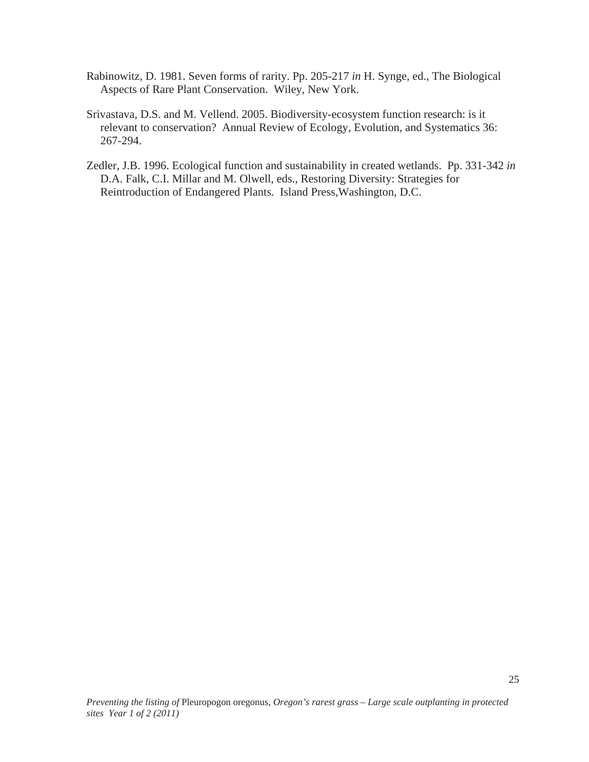Rabinowitz, D. 1981. Seven forms of rarity. Pp. 205-217 *in* H. Synge, ed., The Biological Aspects of Rare Plant Conservation. Wiley, New York.

Srivastava, D.S. and M. Vellend. 2005. Biodiversity-ecosystem function research: is it relevant to conservation? Annual Review of Ecology, Evolution, and Systematics 36: 267-294.

Zedler, J.B. 1996. Ecological function and sustainability in created wetlands. Pp. 331-342 *in* D.A. Falk, C.I. Millar and M. Olwell, eds., Restoring Diversity: Strategies for Reintroduction of Endangered Plants. Island Press,Washington, D.C.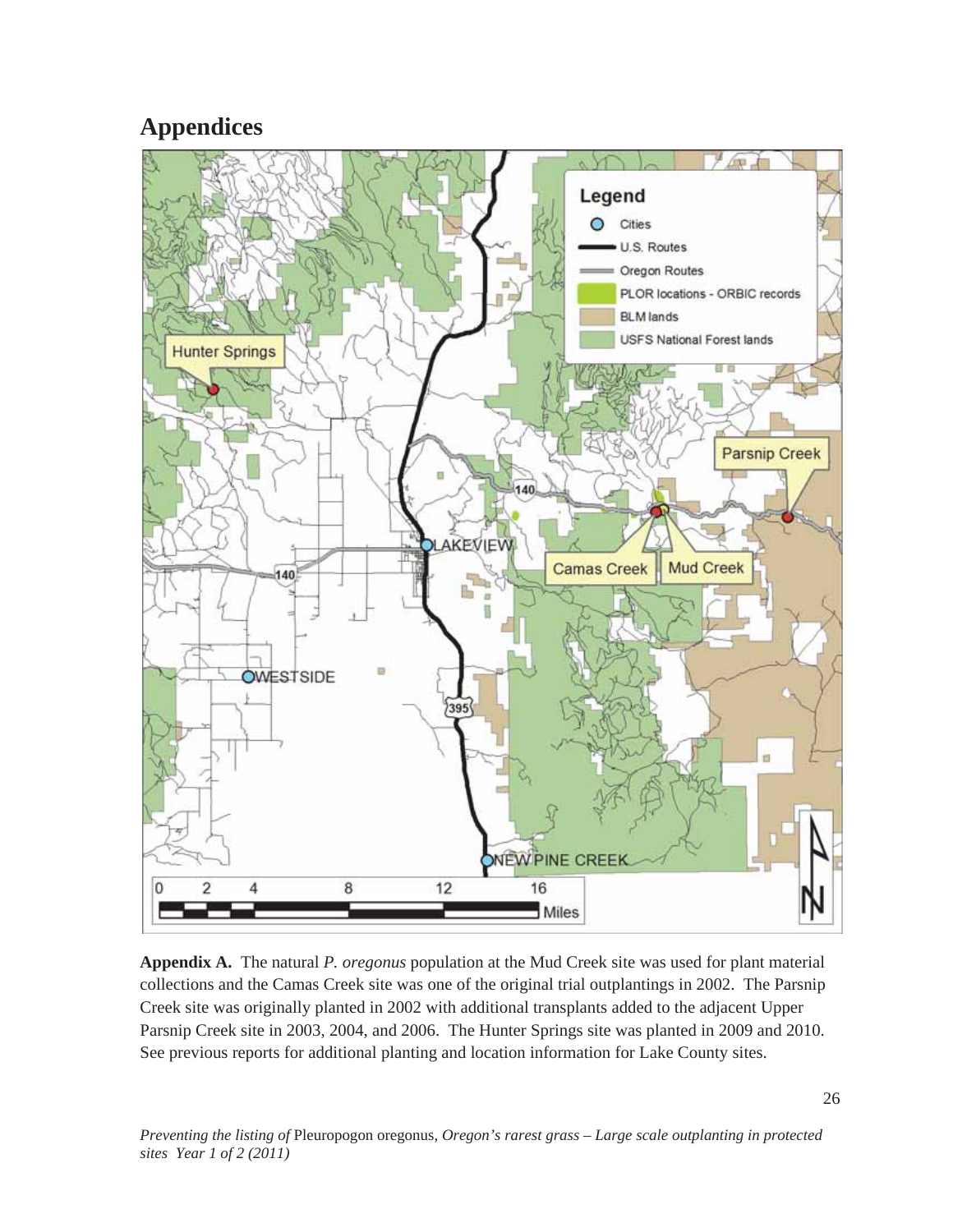# Appendices

**Appendix A.** The natural *P. oregonus* population at the Mud Creek site was used for plant material collections and the Camas Creek site was one of the original trial outplantings in 2002. The Parsnip Creek site was originally planted in 2002 with additional transplants added to the adjacent Upper Parsnip Creek site in 2003, 2004, and 2006. The Hunter Springs site was planted in 2009 and 2010. See previous reports for additional planting and location information for Lake County sites.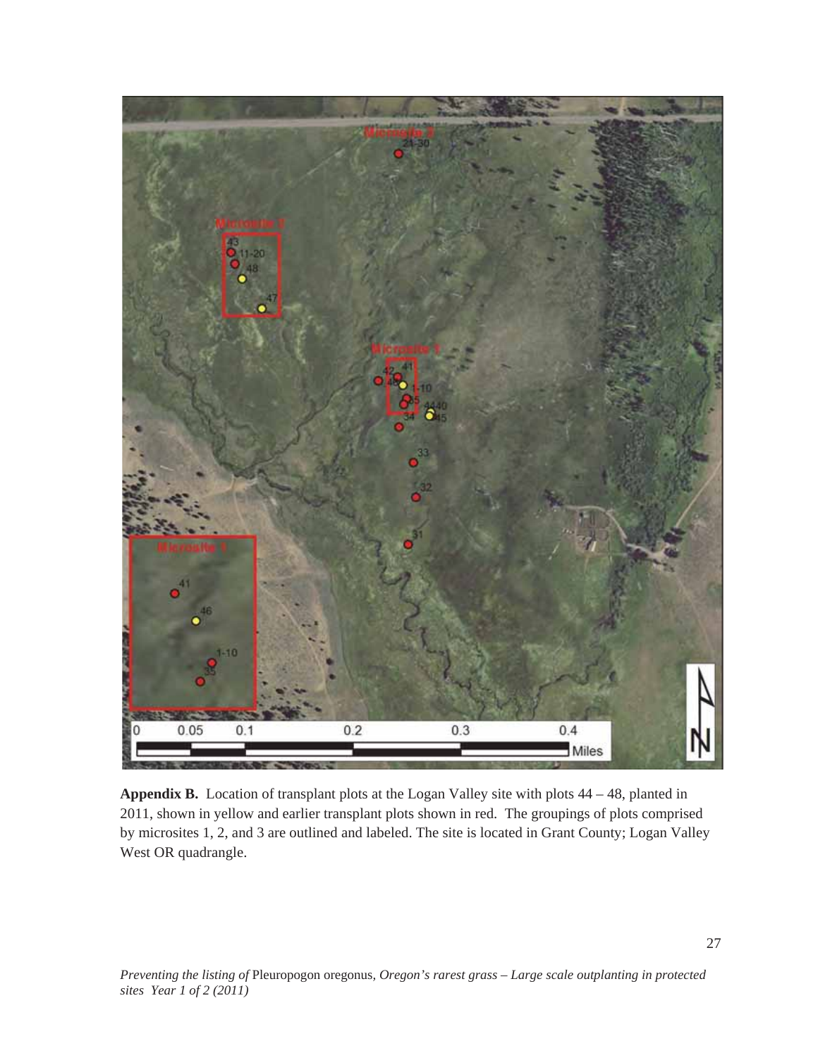**Appendix B.** Location of transplant plots at the Logan Valley site with plots 44 – 48, planted in 2011, shown in yellow and earlier transplant plots shown in red. The groupings of plots comprised by microsites 1, 2, and 3 are outlined and labeled. The site is located in Grant County; Logan Valley West OR quadrangle.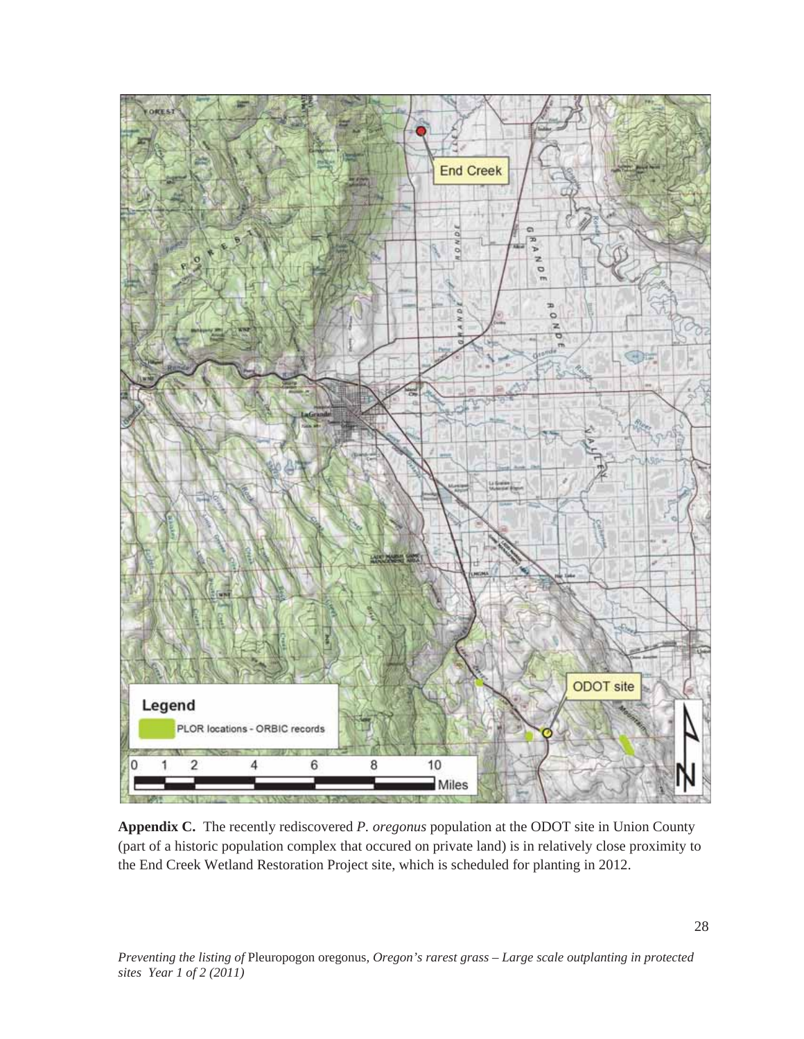End Creek

ODOT site

Legend

PLOR locations - ORBIC records

0 1 2 4 6 8 10

Miles

**Appendix C.** The recently rediscovered *P. oregonus* population at the ODOT site in Union County (part of a historic population complex that occured on private land) is in relatively close proximity to the End Creek Wetland Restoration Project site, which is scheduled for planting in 2012.